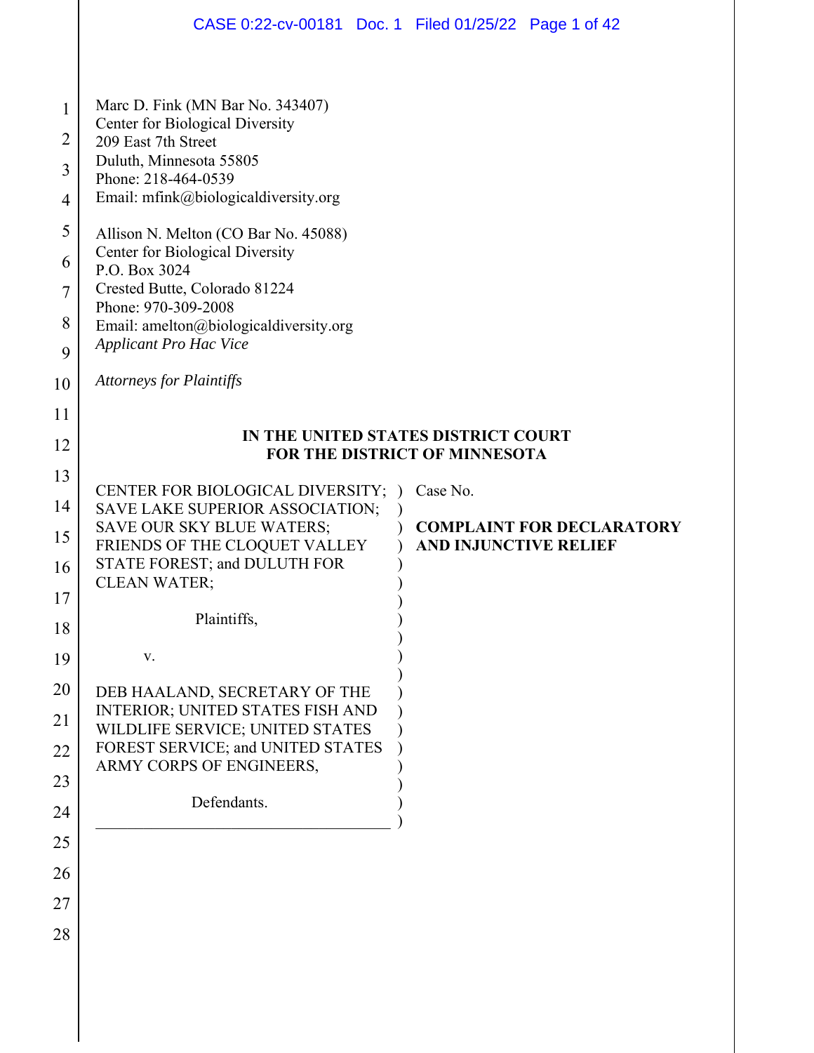Marc D. Fink (MN Bar No. 343407)
Center for Biological Diversity
209 East 7th Street
Duluth, Minnesota 55805
Phone: 218-464-0539
Email: mfink@biologicaldiversity.org

Allison N. Melton (CO Bar No. 45088)
Center for Biological Diversity
P.O. Box 3024
Crested Butte, Colorado 81224
Phone: 970-309-2008
Email: amelton@biologicaldiversity.org
*Applicant Pro Hac Vice*

*Attorneys for Plaintiffs*

**IN THE UNITED STATES DISTRICT COURT**
**FOR THE DISTRICT OF MINNESOTA**

| | |
|---|---|
| CENTER FOR BIOLOGICAL DIVERSITY; SAVE LAKE SUPERIOR ASSOCIATION; SAVE OUR SKY BLUE WATERS; FRIENDS OF THE CLOQUET VALLEY STATE FOREST; and DULUTH FOR CLEAN WATER;<br><br>Plaintiffs,<br><br>v.<br><br>DEB HAALAND, SECRETARY OF THE INTERIOR; UNITED STATES FISH AND WILDLIFE SERVICE; UNITED STATES FOREST SERVICE; and UNITED STATES ARMY CORPS OF ENGINEERS,<br><br>Defendants. | Case No.<br><br>**COMPLAINT FOR DECLARATORY AND INJUNCTIVE RELIEF** |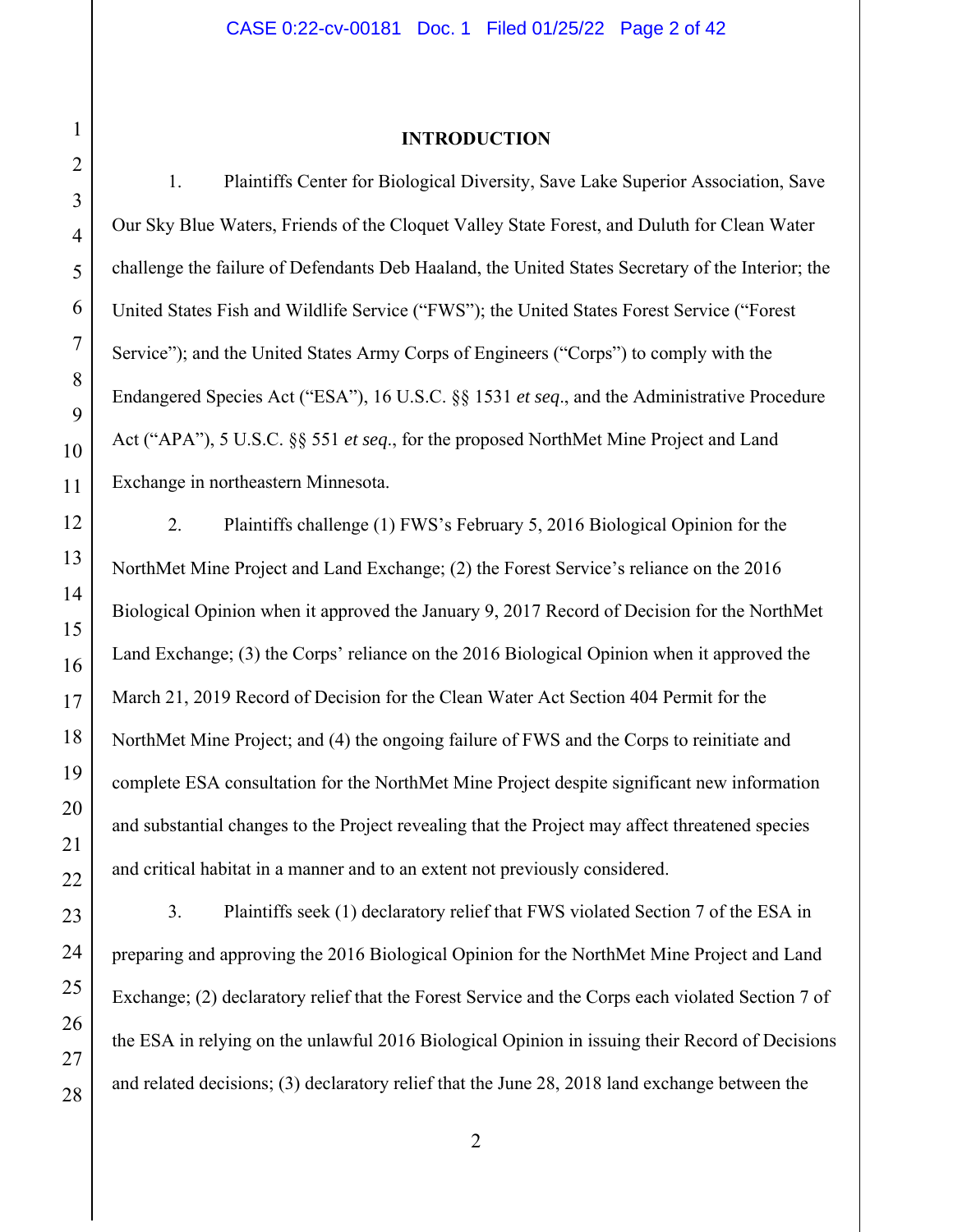## INTRODUCTION

1. Plaintiffs Center for Biological Diversity, Save Lake Superior Association, Save Our Sky Blue Waters, Friends of the Cloquet Valley State Forest, and Duluth for Clean Water challenge the failure of Defendants Deb Haaland, the United States Secretary of the Interior; the United States Fish and Wildlife Service ("FWS"); the United States Forest Service ("Forest Service"); and the United States Army Corps of Engineers ("Corps") to comply with the Endangered Species Act ("ESA"), 16 U.S.C. §§ 1531 *et seq*., and the Administrative Procedure Act ("APA"), 5 U.S.C. §§ 551 *et seq*., for the proposed NorthMet Mine Project and Land Exchange in northeastern Minnesota.

2. Plaintiffs challenge (1) FWS's February 5, 2016 Biological Opinion for the NorthMet Mine Project and Land Exchange; (2) the Forest Service's reliance on the 2016 Biological Opinion when it approved the January 9, 2017 Record of Decision for the NorthMet Land Exchange; (3) the Corps' reliance on the 2016 Biological Opinion when it approved the March 21, 2019 Record of Decision for the Clean Water Act Section 404 Permit for the NorthMet Mine Project; and (4) the ongoing failure of FWS and the Corps to reinitiate and complete ESA consultation for the NorthMet Mine Project despite significant new information and substantial changes to the Project revealing that the Project may affect threatened species and critical habitat in a manner and to an extent not previously considered.

3. Plaintiffs seek (1) declaratory relief that FWS violated Section 7 of the ESA in preparing and approving the 2016 Biological Opinion for the NorthMet Mine Project and Land Exchange; (2) declaratory relief that the Forest Service and the Corps each violated Section 7 of the ESA in relying on the unlawful 2016 Biological Opinion in issuing their Record of Decisions and related decisions; (3) declaratory relief that the June 28, 2018 land exchange between the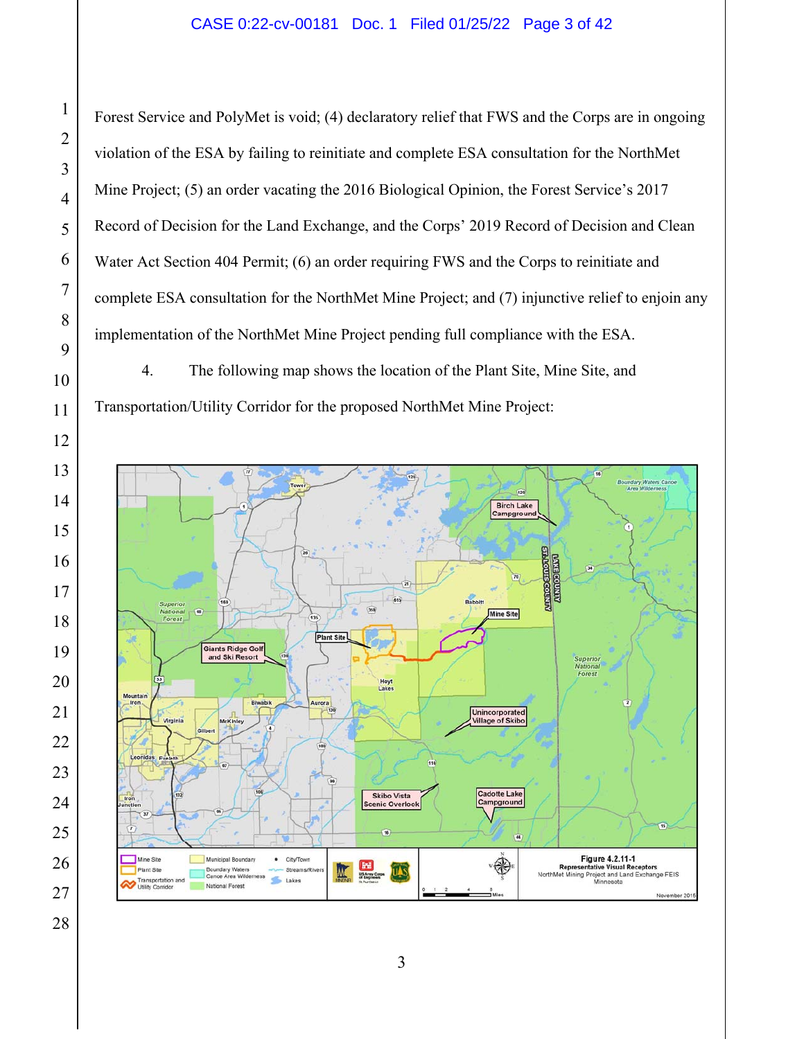Forest Service and PolyMet is void; (4) declaratory relief that FWS and the Corps are in ongoing violation of the ESA by failing to reinitiate and complete ESA consultation for the NorthMet Mine Project; (5) an order vacating the 2016 Biological Opinion, the Forest Service's 2017 Record of Decision for the Land Exchange, and the Corps' 2019 Record of Decision and Clean Water Act Section 404 Permit; (6) an order requiring FWS and the Corps to reinitiate and complete ESA consultation for the NorthMet Mine Project; and (7) injunctive relief to enjoin any implementation of the NorthMet Mine Project pending full compliance with the ESA.

4. The following map shows the location of the Plant Site, Mine Site, and Transportation/Utility Corridor for the proposed NorthMet Mine Project:

Figure 4.2.11-1
Representative Visual Receptors
NorthMet Mining Project and Land Exchange FEIS
Minnesota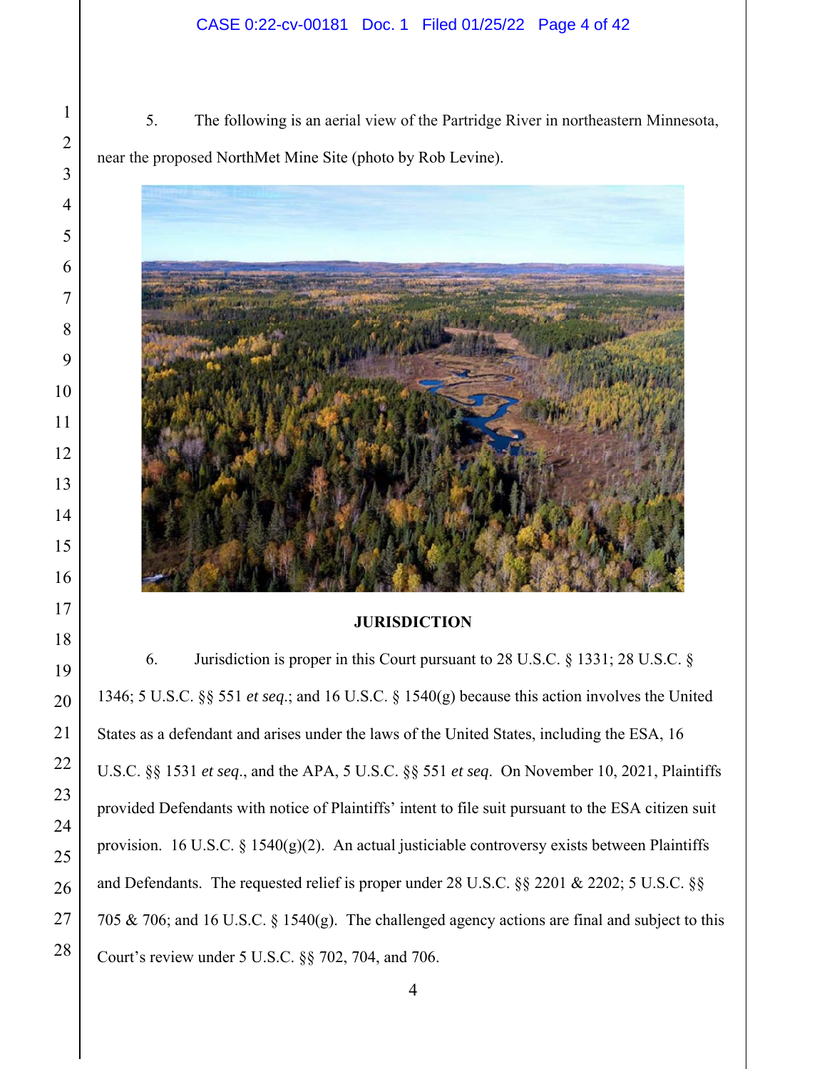5. The following is an aerial view of the Partridge River in northeastern Minnesota, near the proposed NorthMet Mine Site (photo by Rob Levine).

**JURISDICTION**

6. Jurisdiction is proper in this Court pursuant to 28 U.S.C. § 1331; 28 U.S.C. § 1346; 5 U.S.C. §§ 551 *et seq.*; and 16 U.S.C. § 1540(g) because this action involves the United States as a defendant and arises under the laws of the United States, including the ESA, 16 U.S.C. §§ 1531 *et seq.*, and the APA, 5 U.S.C. §§ 551 *et seq*. On November 10, 2021, Plaintiffs provided Defendants with notice of Plaintiffs' intent to file suit pursuant to the ESA citizen suit provision. 16 U.S.C. § 1540(g)(2). An actual justiciable controversy exists between Plaintiffs and Defendants. The requested relief is proper under 28 U.S.C. §§ 2201 & 2202; 5 U.S.C. §§ 705 & 706; and 16 U.S.C. § 1540(g). The challenged agency actions are final and subject to this Court's review under 5 U.S.C. §§ 702, 704, and 706.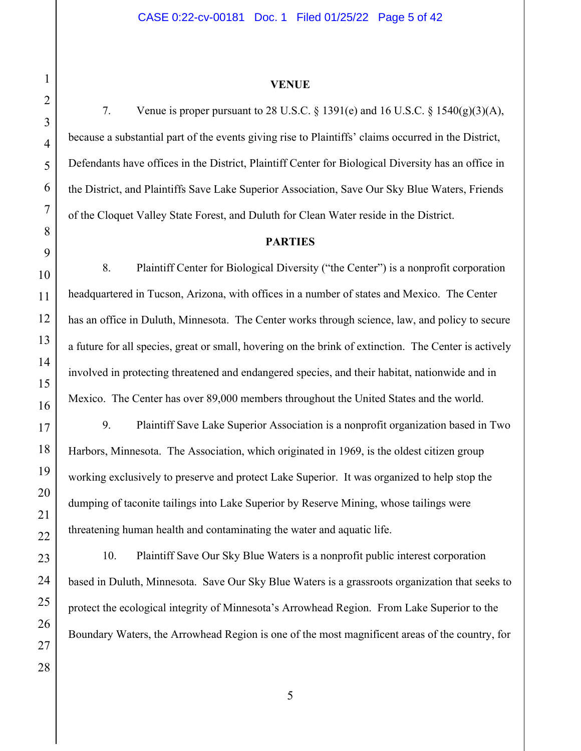## VENUE

7. Venue is proper pursuant to 28 U.S.C. § 1391(e) and 16 U.S.C. § 1540(g)(3)(A), because a substantial part of the events giving rise to Plaintiffs' claims occurred in the District, Defendants have offices in the District, Plaintiff Center for Biological Diversity has an office in the District, and Plaintiffs Save Lake Superior Association, Save Our Sky Blue Waters, Friends of the Cloquet Valley State Forest, and Duluth for Clean Water reside in the District.

## PARTIES

8. Plaintiff Center for Biological Diversity ("the Center") is a nonprofit corporation headquartered in Tucson, Arizona, with offices in a number of states and Mexico. The Center has an office in Duluth, Minnesota. The Center works through science, law, and policy to secure a future for all species, great or small, hovering on the brink of extinction. The Center is actively involved in protecting threatened and endangered species, and their habitat, nationwide and in Mexico. The Center has over 89,000 members throughout the United States and the world.

9. Plaintiff Save Lake Superior Association is a nonprofit organization based in Two Harbors, Minnesota. The Association, which originated in 1969, is the oldest citizen group working exclusively to preserve and protect Lake Superior. It was organized to help stop the dumping of taconite tailings into Lake Superior by Reserve Mining, whose tailings were threatening human health and contaminating the water and aquatic life.

10. Plaintiff Save Our Sky Blue Waters is a nonprofit public interest corporation based in Duluth, Minnesota. Save Our Sky Blue Waters is a grassroots organization that seeks to protect the ecological integrity of Minnesota's Arrowhead Region. From Lake Superior to the Boundary Waters, the Arrowhead Region is one of the most magnificent areas of the country, for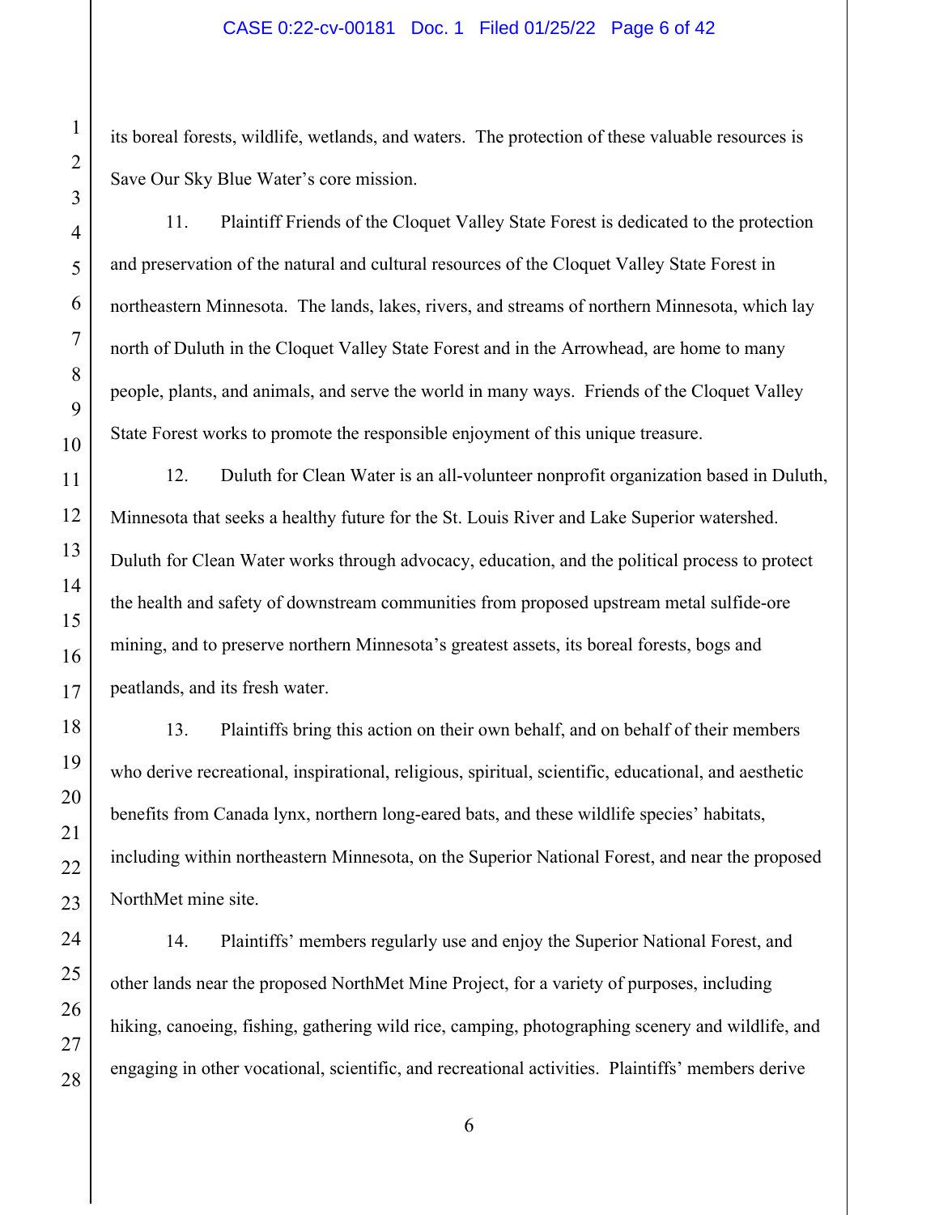its boreal forests, wildlife, wetlands, and waters. The protection of these valuable resources is Save Our Sky Blue Water's core mission.

11. Plaintiff Friends of the Cloquet Valley State Forest is dedicated to the protection and preservation of the natural and cultural resources of the Cloquet Valley State Forest in northeastern Minnesota. The lands, lakes, rivers, and streams of northern Minnesota, which lay north of Duluth in the Cloquet Valley State Forest and in the Arrowhead, are home to many people, plants, and animals, and serve the world in many ways. Friends of the Cloquet Valley State Forest works to promote the responsible enjoyment of this unique treasure.

12. Duluth for Clean Water is an all-volunteer nonprofit organization based in Duluth, Minnesota that seeks a healthy future for the St. Louis River and Lake Superior watershed. Duluth for Clean Water works through advocacy, education, and the political process to protect the health and safety of downstream communities from proposed upstream metal sulfide-ore mining, and to preserve northern Minnesota's greatest assets, its boreal forests, bogs and peatlands, and its fresh water.

13. Plaintiffs bring this action on their own behalf, and on behalf of their members who derive recreational, inspirational, religious, spiritual, scientific, educational, and aesthetic benefits from Canada lynx, northern long-eared bats, and these wildlife species' habitats, including within northeastern Minnesota, on the Superior National Forest, and near the proposed NorthMet mine site.

14. Plaintiffs' members regularly use and enjoy the Superior National Forest, and other lands near the proposed NorthMet Mine Project, for a variety of purposes, including hiking, canoeing, fishing, gathering wild rice, camping, photographing scenery and wildlife, and engaging in other vocational, scientific, and recreational activities. Plaintiffs' members derive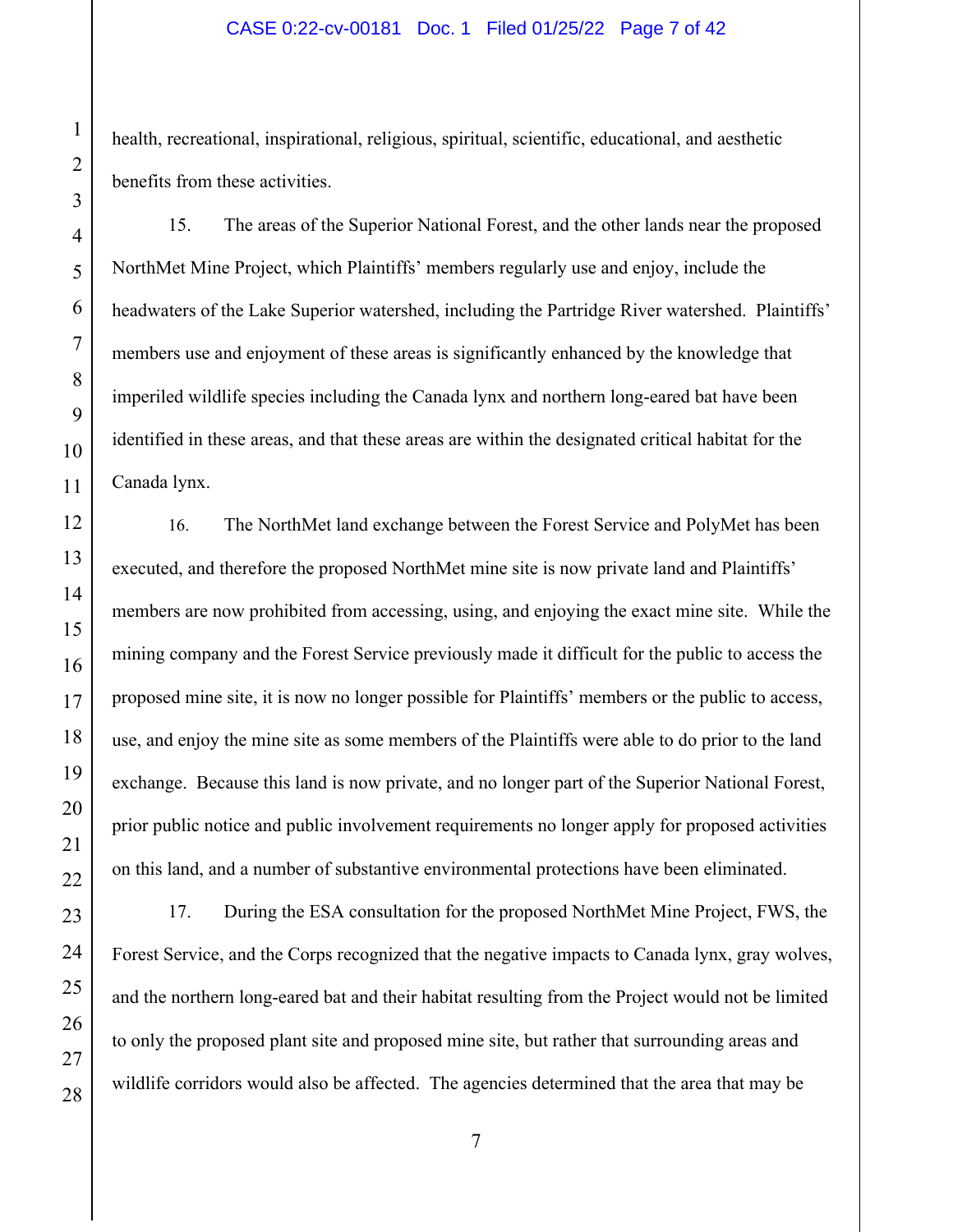health, recreational, inspirational, religious, spiritual, scientific, educational, and aesthetic benefits from these activities.

15. The areas of the Superior National Forest, and the other lands near the proposed NorthMet Mine Project, which Plaintiffs' members regularly use and enjoy, include the headwaters of the Lake Superior watershed, including the Partridge River watershed. Plaintiffs' members use and enjoyment of these areas is significantly enhanced by the knowledge that imperiled wildlife species including the Canada lynx and northern long-eared bat have been identified in these areas, and that these areas are within the designated critical habitat for the Canada lynx.

16. The NorthMet land exchange between the Forest Service and PolyMet has been executed, and therefore the proposed NorthMet mine site is now private land and Plaintiffs' members are now prohibited from accessing, using, and enjoying the exact mine site. While the mining company and the Forest Service previously made it difficult for the public to access the proposed mine site, it is now no longer possible for Plaintiffs' members or the public to access, use, and enjoy the mine site as some members of the Plaintiffs were able to do prior to the land exchange. Because this land is now private, and no longer part of the Superior National Forest, prior public notice and public involvement requirements no longer apply for proposed activities on this land, and a number of substantive environmental protections have been eliminated.

17. During the ESA consultation for the proposed NorthMet Mine Project, FWS, the Forest Service, and the Corps recognized that the negative impacts to Canada lynx, gray wolves, and the northern long-eared bat and their habitat resulting from the Project would not be limited to only the proposed plant site and proposed mine site, but rather that surrounding areas and wildlife corridors would also be affected. The agencies determined that the area that may be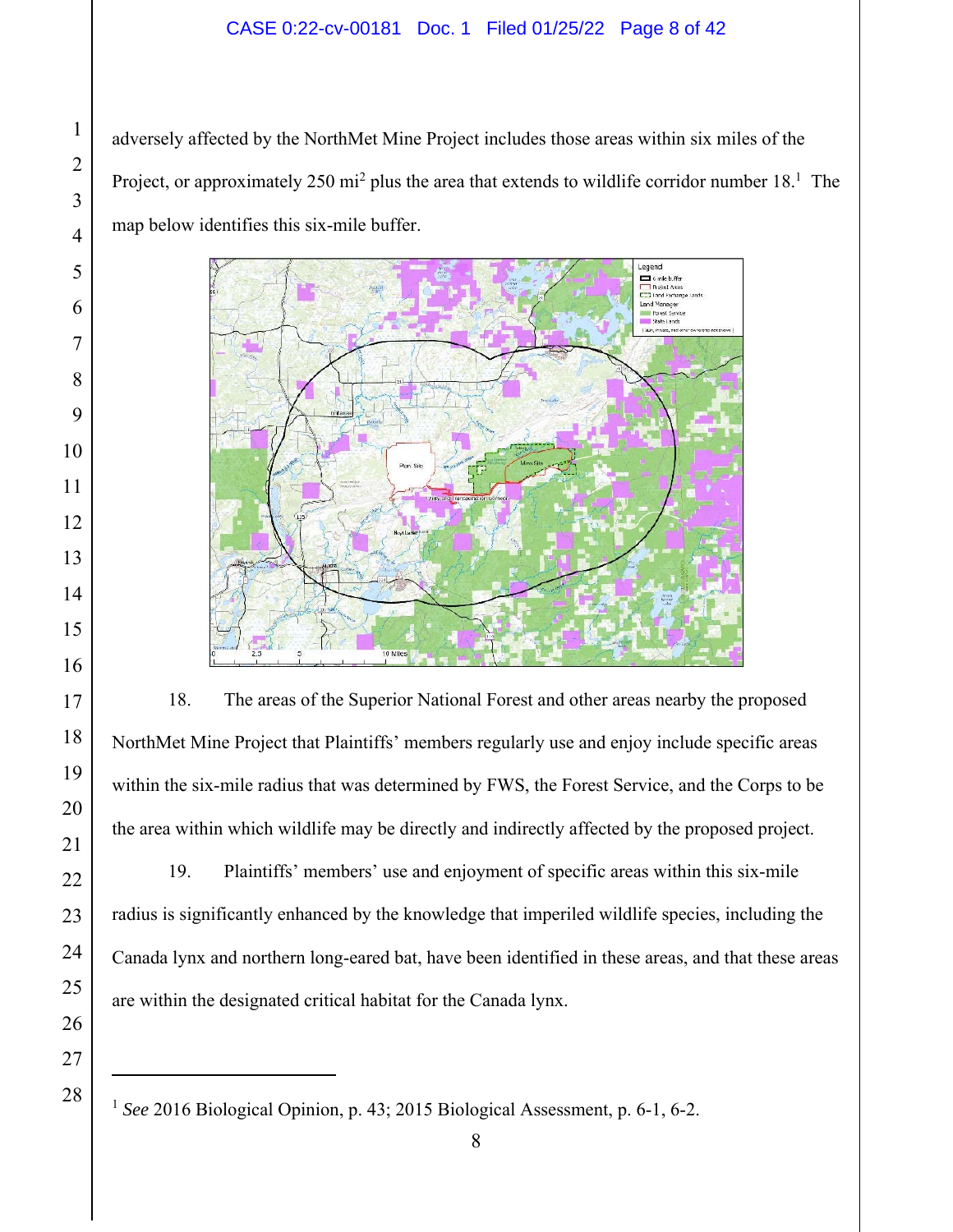adversely affected by the NorthMet Mine Project includes those areas within six miles of the Project, or approximately 250 mi$^2$ plus the area that extends to wildlife corridor number 18.[1] The map below identifies this six-mile buffer.

18. The areas of the Superior National Forest and other areas nearby the proposed NorthMet Mine Project that Plaintiffs' members regularly use and enjoy include specific areas within the six-mile radius that was determined by FWS, the Forest Service, and the Corps to be the area within which wildlife may be directly and indirectly affected by the proposed project.

19. Plaintiffs' members' use and enjoyment of specific areas within this six-mile radius is significantly enhanced by the knowledge that imperiled wildlife species, including the Canada lynx and northern long-eared bat, have been identified in these areas, and that these areas are within the designated critical habitat for the Canada lynx.

[1] *See* 2016 Biological Opinion, p. 43; 2015 Biological Assessment, p. 6-1, 6-2.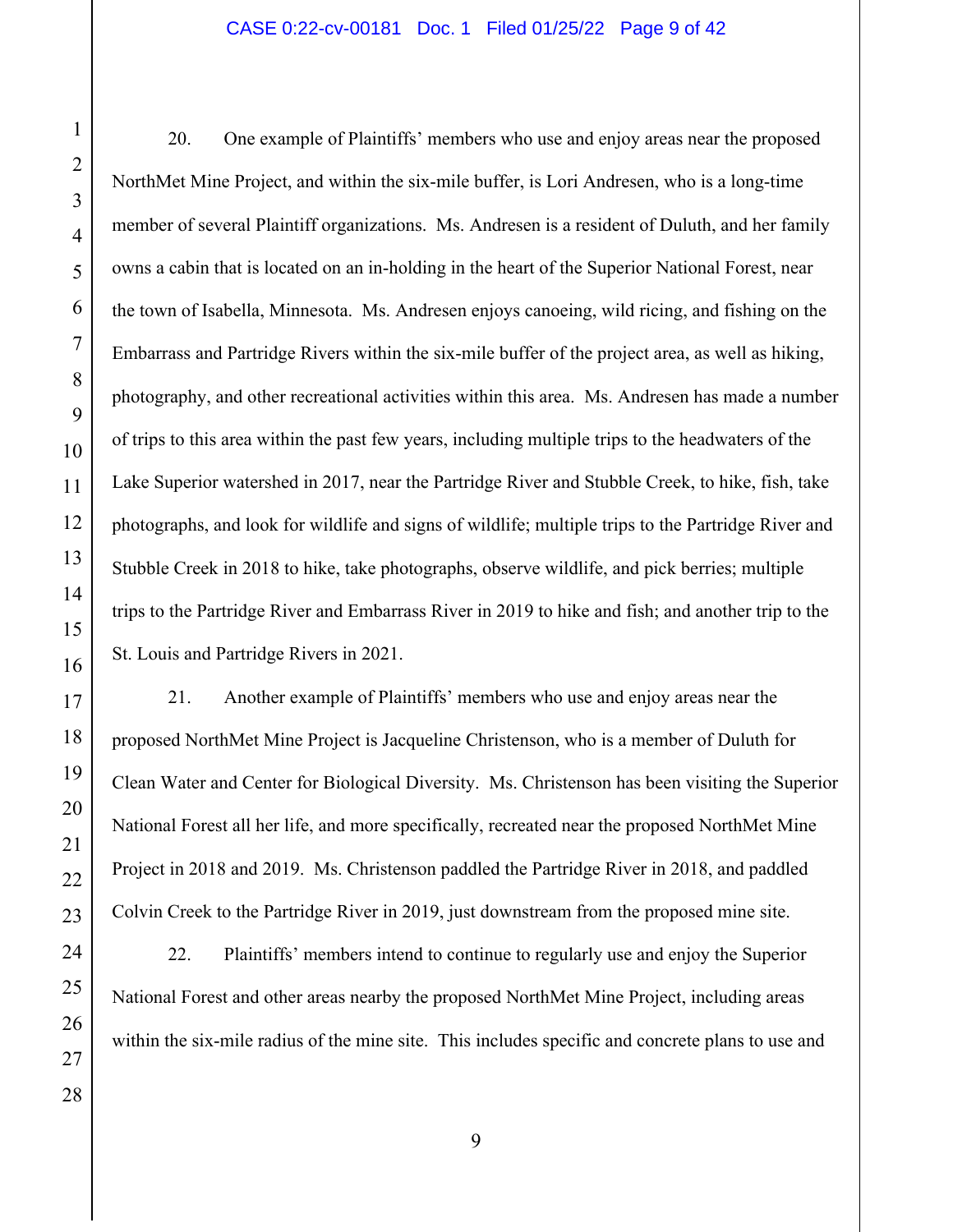20. One example of Plaintiffs' members who use and enjoy areas near the proposed NorthMet Mine Project, and within the six-mile buffer, is Lori Andresen, who is a long-time member of several Plaintiff organizations. Ms. Andresen is a resident of Duluth, and her family owns a cabin that is located on an in-holding in the heart of the Superior National Forest, near the town of Isabella, Minnesota. Ms. Andresen enjoys canoeing, wild ricing, and fishing on the Embarrass and Partridge Rivers within the six-mile buffer of the project area, as well as hiking, photography, and other recreational activities within this area. Ms. Andresen has made a number of trips to this area within the past few years, including multiple trips to the headwaters of the Lake Superior watershed in 2017, near the Partridge River and Stubble Creek, to hike, fish, take photographs, and look for wildlife and signs of wildlife; multiple trips to the Partridge River and Stubble Creek in 2018 to hike, take photographs, observe wildlife, and pick berries; multiple trips to the Partridge River and Embarrass River in 2019 to hike and fish; and another trip to the St. Louis and Partridge Rivers in 2021.

21. Another example of Plaintiffs' members who use and enjoy areas near the proposed NorthMet Mine Project is Jacqueline Christenson, who is a member of Duluth for Clean Water and Center for Biological Diversity. Ms. Christenson has been visiting the Superior National Forest all her life, and more specifically, recreated near the proposed NorthMet Mine Project in 2018 and 2019. Ms. Christenson paddled the Partridge River in 2018, and paddled Colvin Creek to the Partridge River in 2019, just downstream from the proposed mine site.

22. Plaintiffs' members intend to continue to regularly use and enjoy the Superior National Forest and other areas nearby the proposed NorthMet Mine Project, including areas within the six-mile radius of the mine site. This includes specific and concrete plans to use and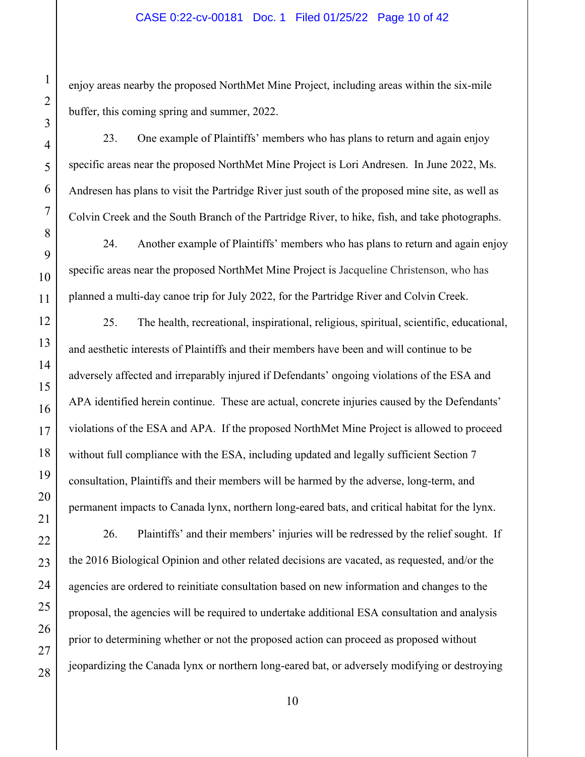enjoy areas nearby the proposed NorthMet Mine Project, including areas within the six-mile buffer, this coming spring and summer, 2022.

23. One example of Plaintiffs' members who has plans to return and again enjoy specific areas near the proposed NorthMet Mine Project is Lori Andresen. In June 2022, Ms. Andresen has plans to visit the Partridge River just south of the proposed mine site, as well as Colvin Creek and the South Branch of the Partridge River, to hike, fish, and take photographs.

24. Another example of Plaintiffs' members who has plans to return and again enjoy specific areas near the proposed NorthMet Mine Project is Jacqueline Christenson, who has planned a multi-day canoe trip for July 2022, for the Partridge River and Colvin Creek.

25. The health, recreational, inspirational, religious, spiritual, scientific, educational, and aesthetic interests of Plaintiffs and their members have been and will continue to be adversely affected and irreparably injured if Defendants' ongoing violations of the ESA and APA identified herein continue. These are actual, concrete injuries caused by the Defendants' violations of the ESA and APA. If the proposed NorthMet Mine Project is allowed to proceed without full compliance with the ESA, including updated and legally sufficient Section 7 consultation, Plaintiffs and their members will be harmed by the adverse, long-term, and permanent impacts to Canada lynx, northern long-eared bats, and critical habitat for the lynx.

26. Plaintiffs' and their members' injuries will be redressed by the relief sought. If the 2016 Biological Opinion and other related decisions are vacated, as requested, and/or the agencies are ordered to reinitiate consultation based on new information and changes to the proposal, the agencies will be required to undertake additional ESA consultation and analysis prior to determining whether or not the proposed action can proceed as proposed without jeopardizing the Canada lynx or northern long-eared bat, or adversely modifying or destroying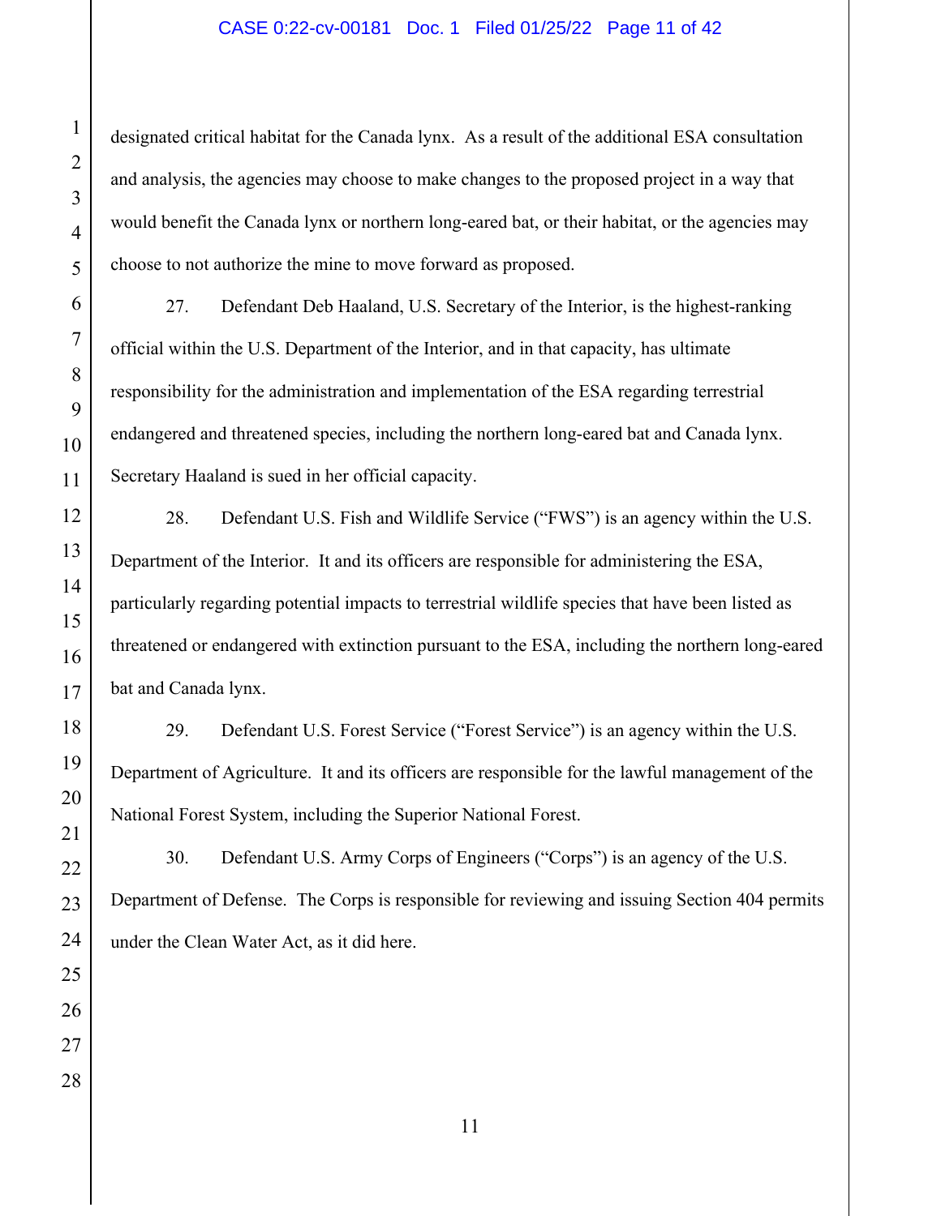designated critical habitat for the Canada lynx. As a result of the additional ESA consultation and analysis, the agencies may choose to make changes to the proposed project in a way that would benefit the Canada lynx or northern long-eared bat, or their habitat, or the agencies may choose to not authorize the mine to move forward as proposed.

27. Defendant Deb Haaland, U.S. Secretary of the Interior, is the highest-ranking official within the U.S. Department of the Interior, and in that capacity, has ultimate responsibility for the administration and implementation of the ESA regarding terrestrial endangered and threatened species, including the northern long-eared bat and Canada lynx. Secretary Haaland is sued in her official capacity.

28. Defendant U.S. Fish and Wildlife Service ("FWS") is an agency within the U.S. Department of the Interior. It and its officers are responsible for administering the ESA, particularly regarding potential impacts to terrestrial wildlife species that have been listed as threatened or endangered with extinction pursuant to the ESA, including the northern long-eared bat and Canada lynx.

29. Defendant U.S. Forest Service ("Forest Service") is an agency within the U.S. Department of Agriculture. It and its officers are responsible for the lawful management of the National Forest System, including the Superior National Forest.

30. Defendant U.S. Army Corps of Engineers ("Corps") is an agency of the U.S. Department of Defense. The Corps is responsible for reviewing and issuing Section 404 permits under the Clean Water Act, as it did here.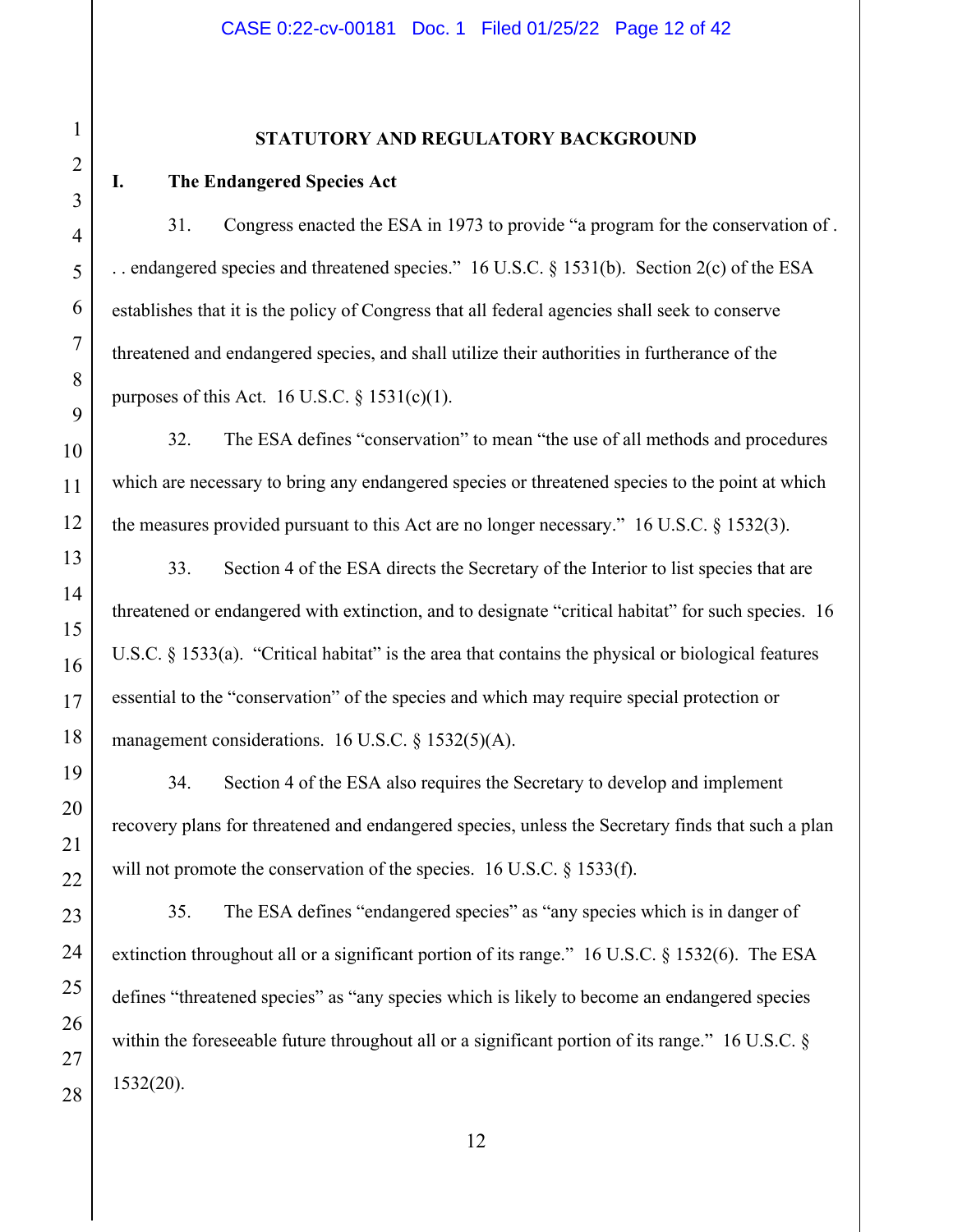## STATUTORY AND REGULATORY BACKGROUND

### I. The Endangered Species Act

31. Congress enacted the ESA in 1973 to provide "a program for the conservation of . . . endangered species and threatened species." 16 U.S.C. § 1531(b). Section 2(c) of the ESA establishes that it is the policy of Congress that all federal agencies shall seek to conserve threatened and endangered species, and shall utilize their authorities in furtherance of the purposes of this Act. 16 U.S.C. § 1531(c)(1).

32. The ESA defines "conservation" to mean "the use of all methods and procedures which are necessary to bring any endangered species or threatened species to the point at which the measures provided pursuant to this Act are no longer necessary." 16 U.S.C. § 1532(3).

33. Section 4 of the ESA directs the Secretary of the Interior to list species that are threatened or endangered with extinction, and to designate "critical habitat" for such species. 16 U.S.C. § 1533(a). "Critical habitat" is the area that contains the physical or biological features essential to the "conservation" of the species and which may require special protection or management considerations. 16 U.S.C. § 1532(5)(A).

34. Section 4 of the ESA also requires the Secretary to develop and implement recovery plans for threatened and endangered species, unless the Secretary finds that such a plan will not promote the conservation of the species. 16 U.S.C. § 1533(f).

35. The ESA defines "endangered species" as "any species which is in danger of extinction throughout all or a significant portion of its range." 16 U.S.C. § 1532(6). The ESA defines "threatened species" as "any species which is likely to become an endangered species within the foreseeable future throughout all or a significant portion of its range." 16 U.S.C. § 1532(20).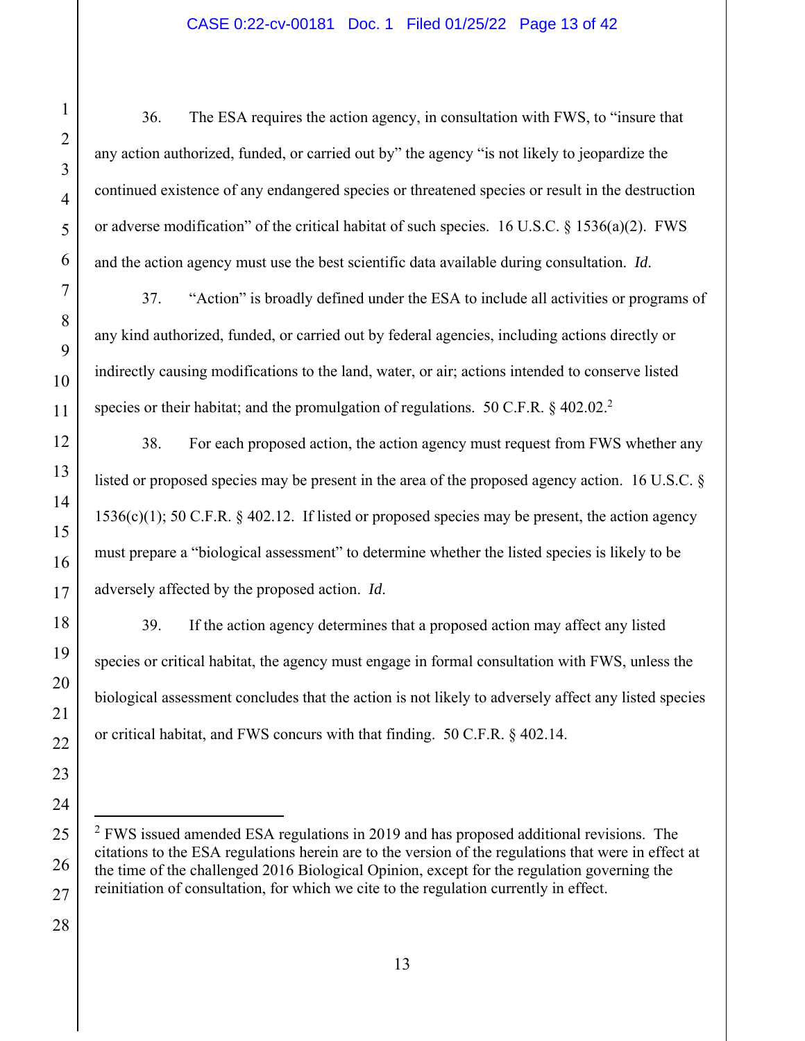36. The ESA requires the action agency, in consultation with FWS, to "insure that any action authorized, funded, or carried out by" the agency "is not likely to jeopardize the continued existence of any endangered species or threatened species or result in the destruction or adverse modification" of the critical habitat of such species. 16 U.S.C. § 1536(a)(2). FWS and the action agency must use the best scientific data available during consultation. *Id.*

37. "Action" is broadly defined under the ESA to include all activities or programs of any kind authorized, funded, or carried out by federal agencies, including actions directly or indirectly causing modifications to the land, water, or air; actions intended to conserve listed species or their habitat; and the promulgation of regulations. 50 C.F.R. § 402.02.[2]

38. For each proposed action, the action agency must request from FWS whether any listed or proposed species may be present in the area of the proposed agency action. 16 U.S.C. § 1536(c)(1); 50 C.F.R. § 402.12. If listed or proposed species may be present, the action agency must prepare a "biological assessment" to determine whether the listed species is likely to be adversely affected by the proposed action. *Id.*

39. If the action agency determines that a proposed action may affect any listed species or critical habitat, the agency must engage in formal consultation with FWS, unless the biological assessment concludes that the action is not likely to adversely affect any listed species or critical habitat, and FWS concurs with that finding. 50 C.F.R. § 402.14.

---

[2] FWS issued amended ESA regulations in 2019 and has proposed additional revisions. The citations to the ESA regulations herein are to the version of the regulations that were in effect at the time of the challenged 2016 Biological Opinion, except for the regulation governing the reinitiation of consultation, for which we cite to the regulation currently in effect.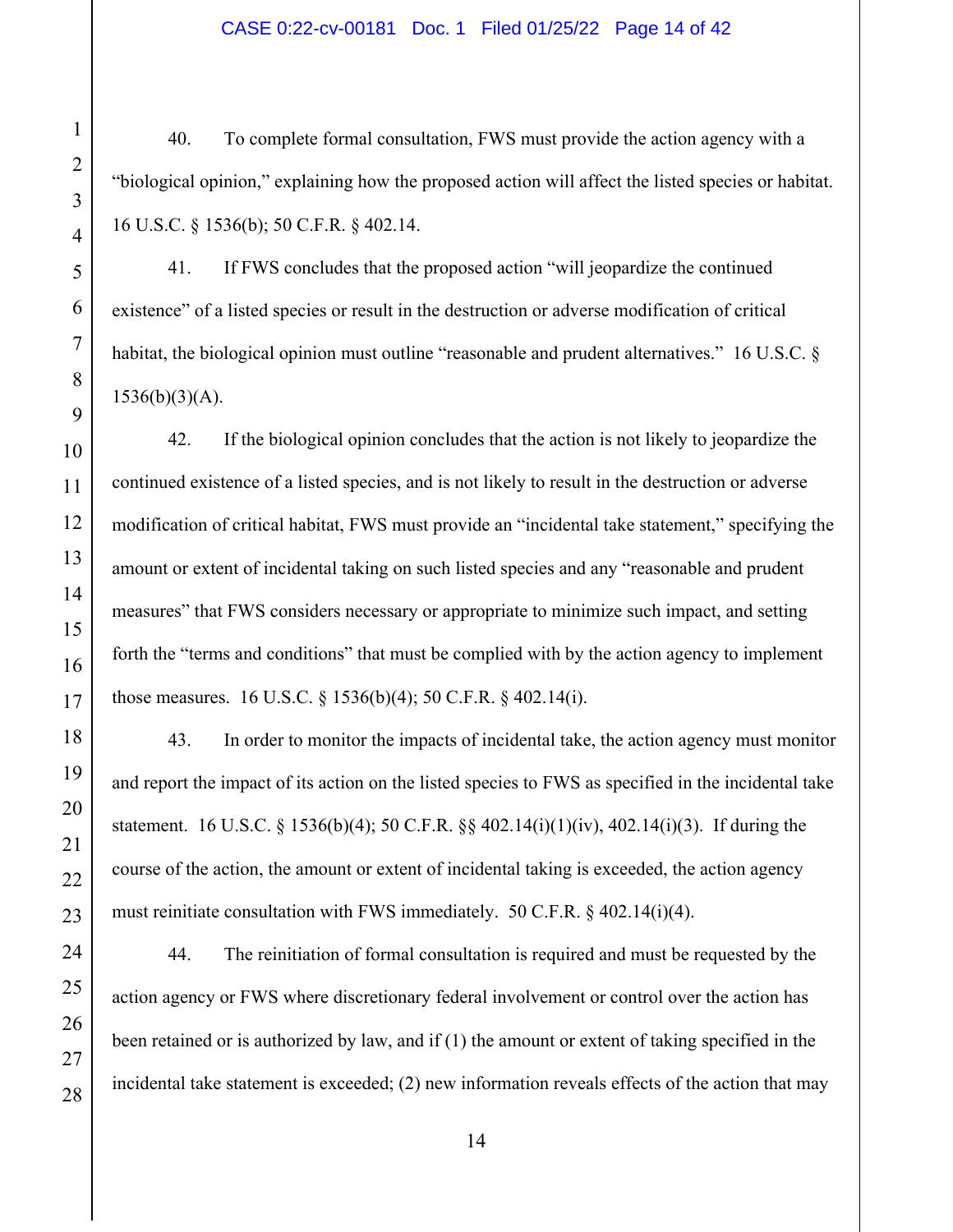40. To complete formal consultation, FWS must provide the action agency with a "biological opinion," explaining how the proposed action will affect the listed species or habitat. 16 U.S.C. § 1536(b); 50 C.F.R. § 402.14.

41. If FWS concludes that the proposed action "will jeopardize the continued existence" of a listed species or result in the destruction or adverse modification of critical habitat, the biological opinion must outline "reasonable and prudent alternatives." 16 U.S.C. § 1536(b)(3)(A).

42. If the biological opinion concludes that the action is not likely to jeopardize the continued existence of a listed species, and is not likely to result in the destruction or adverse modification of critical habitat, FWS must provide an "incidental take statement," specifying the amount or extent of incidental taking on such listed species and any "reasonable and prudent measures" that FWS considers necessary or appropriate to minimize such impact, and setting forth the "terms and conditions" that must be complied with by the action agency to implement those measures. 16 U.S.C. § 1536(b)(4); 50 C.F.R. § 402.14(i).

43. In order to monitor the impacts of incidental take, the action agency must monitor and report the impact of its action on the listed species to FWS as specified in the incidental take statement. 16 U.S.C. § 1536(b)(4); 50 C.F.R. §§ 402.14(i)(1)(iv), 402.14(i)(3). If during the course of the action, the amount or extent of incidental taking is exceeded, the action agency must reinitiate consultation with FWS immediately. 50 C.F.R. § 402.14(i)(4).

44. The reinitiation of formal consultation is required and must be requested by the action agency or FWS where discretionary federal involvement or control over the action has been retained or is authorized by law, and if (1) the amount or extent of taking specified in the incidental take statement is exceeded; (2) new information reveals effects of the action that may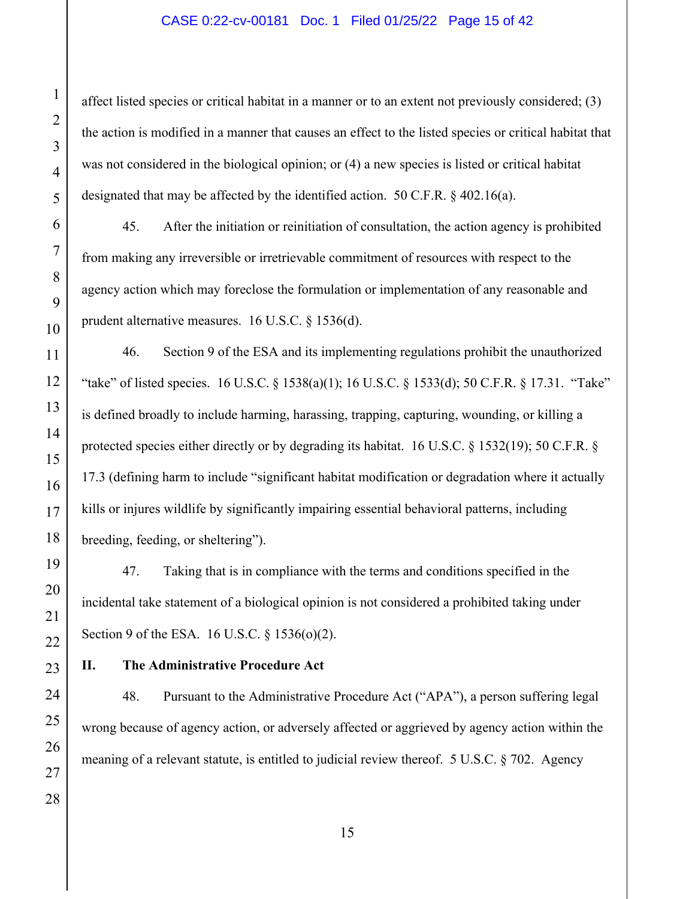affect listed species or critical habitat in a manner or to an extent not previously considered; (3) the action is modified in a manner that causes an effect to the listed species or critical habitat that was not considered in the biological opinion; or (4) a new species is listed or critical habitat designated that may be affected by the identified action. 50 C.F.R. § 402.16(a).

45. After the initiation or reinitiation of consultation, the action agency is prohibited from making any irreversible or irretrievable commitment of resources with respect to the agency action which may foreclose the formulation or implementation of any reasonable and prudent alternative measures. 16 U.S.C. § 1536(d).

46. Section 9 of the ESA and its implementing regulations prohibit the unauthorized "take" of listed species. 16 U.S.C. § 1538(a)(1); 16 U.S.C. § 1533(d); 50 C.F.R. § 17.31. "Take" is defined broadly to include harming, harassing, trapping, capturing, wounding, or killing a protected species either directly or by degrading its habitat. 16 U.S.C. § 1532(19); 50 C.F.R. § 17.3 (defining harm to include "significant habitat modification or degradation where it actually kills or injures wildlife by significantly impairing essential behavioral patterns, including breeding, feeding, or sheltering").

47. Taking that is in compliance with the terms and conditions specified in the incidental take statement of a biological opinion is not considered a prohibited taking under Section 9 of the ESA. 16 U.S.C. § 1536(o)(2).

## II. The Administrative Procedure Act

48. Pursuant to the Administrative Procedure Act ("APA"), a person suffering legal wrong because of agency action, or adversely affected or aggrieved by agency action within the meaning of a relevant statute, is entitled to judicial review thereof. 5 U.S.C. § 702. Agency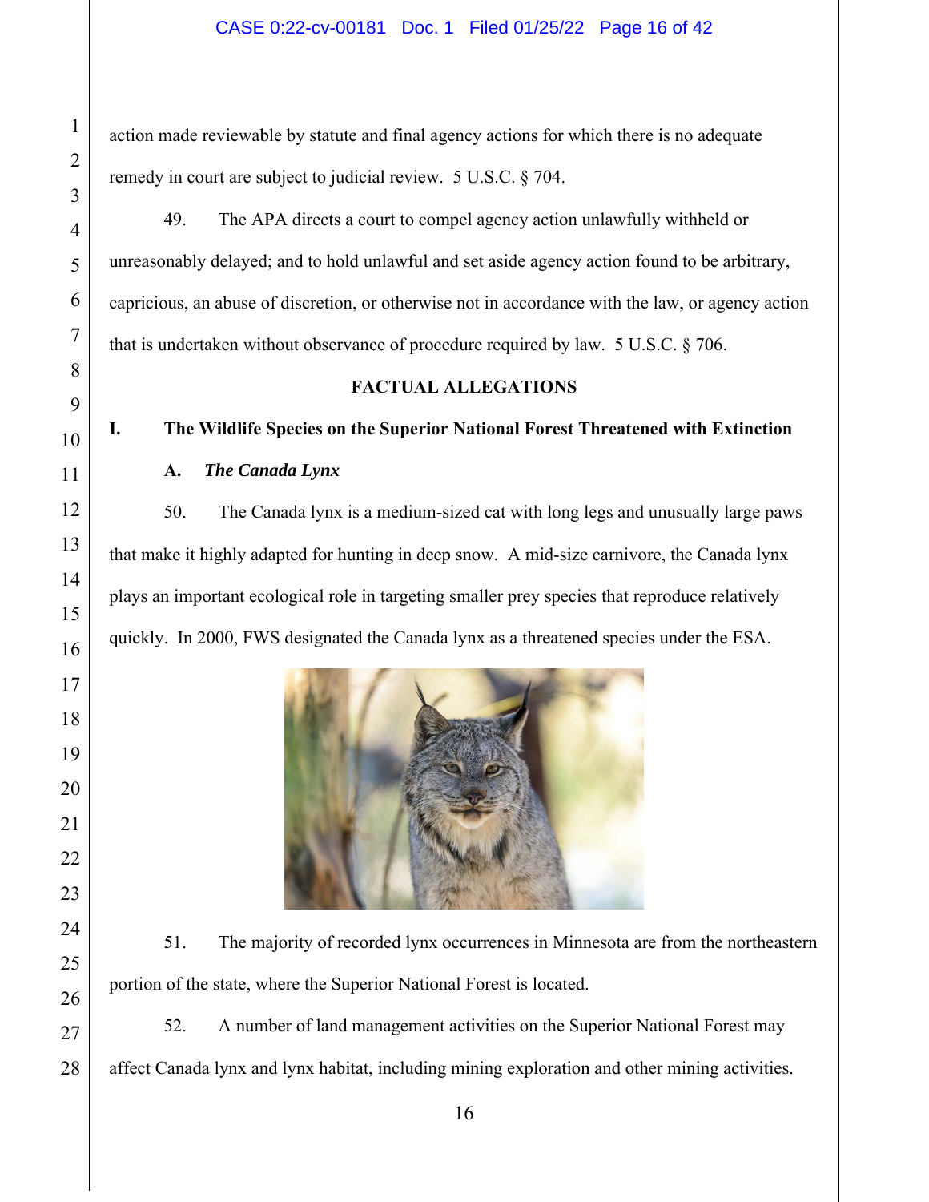action made reviewable by statute and final agency actions for which there is no adequate remedy in court are subject to judicial review. 5 U.S.C. § 704.

49. The APA directs a court to compel agency action unlawfully withheld or unreasonably delayed; and to hold unlawful and set aside agency action found to be arbitrary, capricious, an abuse of discretion, or otherwise not in accordance with the law, or agency action that is undertaken without observance of procedure required by law. 5 U.S.C. § 706.

## FACTUAL ALLEGATIONS

### I. The Wildlife Species on the Superior National Forest Threatened with Extinction

#### A. *The Canada Lynx*

50. The Canada lynx is a medium-sized cat with long legs and unusually large paws that make it highly adapted for hunting in deep snow. A mid-size carnivore, the Canada lynx plays an important ecological role in targeting smaller prey species that reproduce relatively quickly. In 2000, FWS designated the Canada lynx as a threatened species under the ESA.

51. The majority of recorded lynx occurrences in Minnesota are from the northeastern portion of the state, where the Superior National Forest is located.

52. A number of land management activities on the Superior National Forest may affect Canada lynx and lynx habitat, including mining exploration and other mining activities.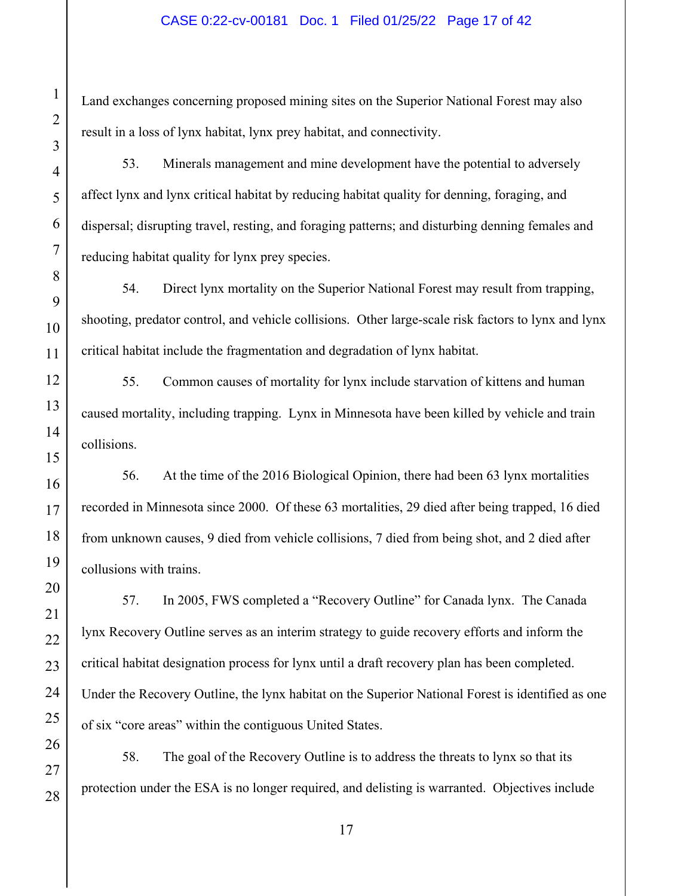Land exchanges concerning proposed mining sites on the Superior National Forest may also result in a loss of lynx habitat, lynx prey habitat, and connectivity.

53. Minerals management and mine development have the potential to adversely affect lynx and lynx critical habitat by reducing habitat quality for denning, foraging, and dispersal; disrupting travel, resting, and foraging patterns; and disturbing denning females and reducing habitat quality for lynx prey species.

54. Direct lynx mortality on the Superior National Forest may result from trapping, shooting, predator control, and vehicle collisions. Other large-scale risk factors to lynx and lynx critical habitat include the fragmentation and degradation of lynx habitat.

55. Common causes of mortality for lynx include starvation of kittens and human caused mortality, including trapping. Lynx in Minnesota have been killed by vehicle and train collisions.

56. At the time of the 2016 Biological Opinion, there had been 63 lynx mortalities recorded in Minnesota since 2000. Of these 63 mortalities, 29 died after being trapped, 16 died from unknown causes, 9 died from vehicle collisions, 7 died from being shot, and 2 died after collusions with trains.

57. In 2005, FWS completed a "Recovery Outline" for Canada lynx. The Canada lynx Recovery Outline serves as an interim strategy to guide recovery efforts and inform the critical habitat designation process for lynx until a draft recovery plan has been completed. Under the Recovery Outline, the lynx habitat on the Superior National Forest is identified as one of six "core areas" within the contiguous United States.

58. The goal of the Recovery Outline is to address the threats to lynx so that its protection under the ESA is no longer required, and delisting is warranted. Objectives include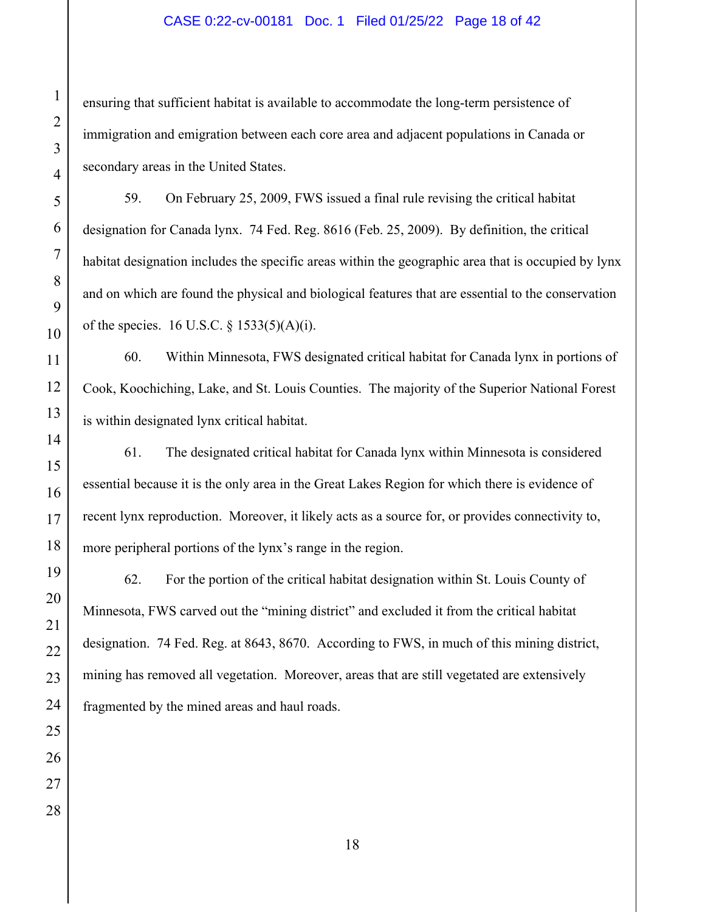ensuring that sufficient habitat is available to accommodate the long-term persistence of immigration and emigration between each core area and adjacent populations in Canada or secondary areas in the United States.

59. On February 25, 2009, FWS issued a final rule revising the critical habitat designation for Canada lynx. 74 Fed. Reg. 8616 (Feb. 25, 2009). By definition, the critical habitat designation includes the specific areas within the geographic area that is occupied by lynx and on which are found the physical and biological features that are essential to the conservation of the species. 16 U.S.C. § 1533(5)(A)(i).

60. Within Minnesota, FWS designated critical habitat for Canada lynx in portions of Cook, Koochiching, Lake, and St. Louis Counties. The majority of the Superior National Forest is within designated lynx critical habitat.

61. The designated critical habitat for Canada lynx within Minnesota is considered essential because it is the only area in the Great Lakes Region for which there is evidence of recent lynx reproduction. Moreover, it likely acts as a source for, or provides connectivity to, more peripheral portions of the lynx's range in the region.

62. For the portion of the critical habitat designation within St. Louis County of Minnesota, FWS carved out the "mining district" and excluded it from the critical habitat designation. 74 Fed. Reg. at 8643, 8670. According to FWS, in much of this mining district, mining has removed all vegetation. Moreover, areas that are still vegetated are extensively fragmented by the mined areas and haul roads.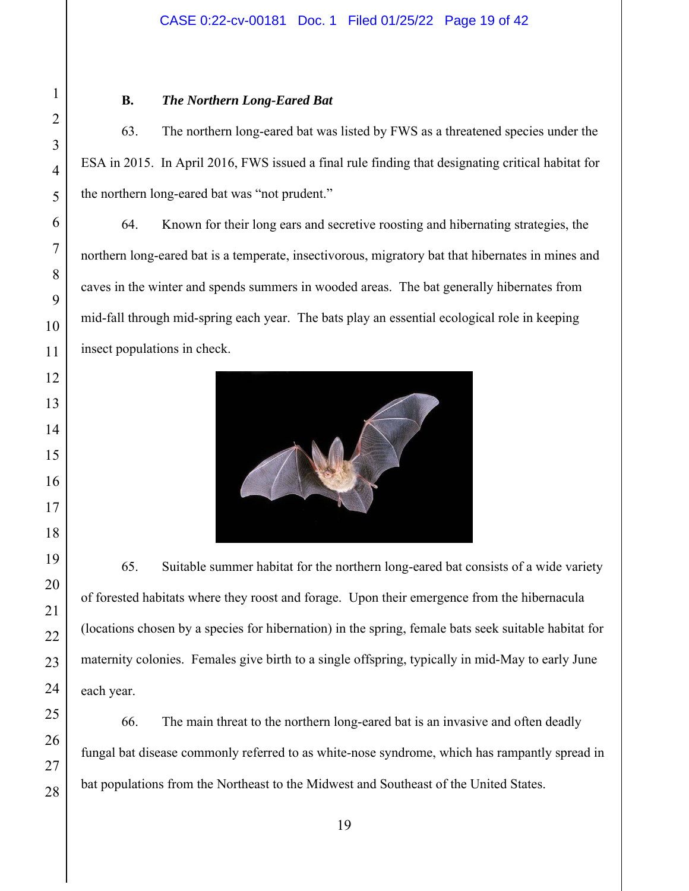### B. *The Northern Long-Eared Bat*

63. The northern long-eared bat was listed by FWS as a threatened species under the ESA in 2015. In April 2016, FWS issued a final rule finding that designating critical habitat for the northern long-eared bat was "not prudent."

64. Known for their long ears and secretive roosting and hibernating strategies, the northern long-eared bat is a temperate, insectivorous, migratory bat that hibernates in mines and caves in the winter and spends summers in wooded areas. The bat generally hibernates from mid-fall through mid-spring each year. The bats play an essential ecological role in keeping insect populations in check.

65. Suitable summer habitat for the northern long-eared bat consists of a wide variety of forested habitats where they roost and forage. Upon their emergence from the hibernacula (locations chosen by a species for hibernation) in the spring, female bats seek suitable habitat for maternity colonies. Females give birth to a single offspring, typically in mid-May to early June each year.

66. The main threat to the northern long-eared bat is an invasive and often deadly fungal bat disease commonly referred to as white-nose syndrome, which has rampantly spread in bat populations from the Northeast to the Midwest and Southeast of the United States.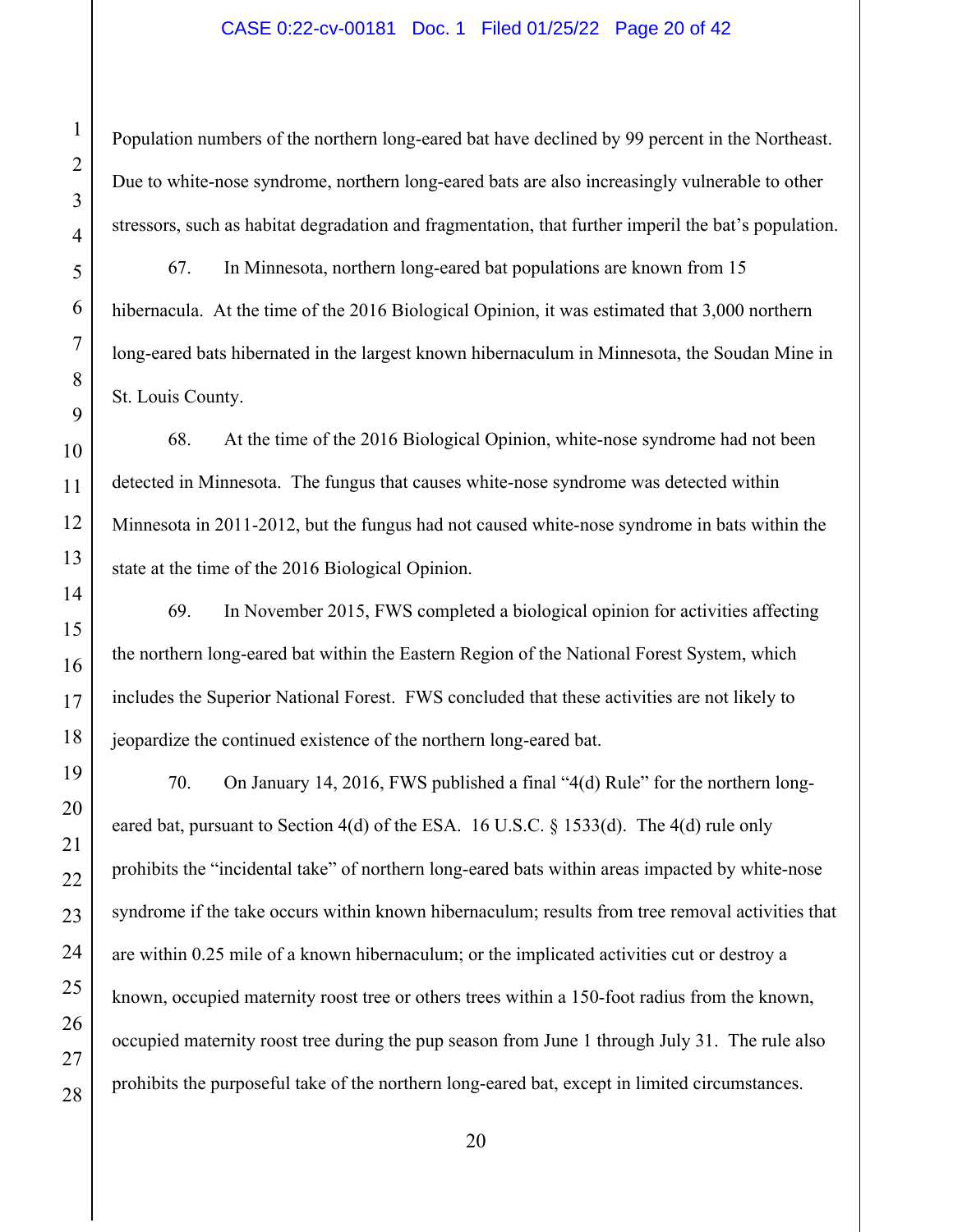Population numbers of the northern long-eared bat have declined by 99 percent in the Northeast. Due to white-nose syndrome, northern long-eared bats are also increasingly vulnerable to other stressors, such as habitat degradation and fragmentation, that further imperil the bat's population.

67. In Minnesota, northern long-eared bat populations are known from 15 hibernacula. At the time of the 2016 Biological Opinion, it was estimated that 3,000 northern long-eared bats hibernated in the largest known hibernaculum in Minnesota, the Soudan Mine in St. Louis County.

68. At the time of the 2016 Biological Opinion, white-nose syndrome had not been detected in Minnesota. The fungus that causes white-nose syndrome was detected within Minnesota in 2011-2012, but the fungus had not caused white-nose syndrome in bats within the state at the time of the 2016 Biological Opinion.

69. In November 2015, FWS completed a biological opinion for activities affecting the northern long-eared bat within the Eastern Region of the National Forest System, which includes the Superior National Forest. FWS concluded that these activities are not likely to jeopardize the continued existence of the northern long-eared bat.

70. On January 14, 2016, FWS published a final "4(d) Rule" for the northern long-eared bat, pursuant to Section 4(d) of the ESA. 16 U.S.C. § 1533(d). The 4(d) rule only prohibits the "incidental take" of northern long-eared bats within areas impacted by white-nose syndrome if the take occurs within known hibernaculum; results from tree removal activities that are within 0.25 mile of a known hibernaculum; or the implicated activities cut or destroy a known, occupied maternity roost tree or others trees within a 150-foot radius from the known, occupied maternity roost tree during the pup season from June 1 through July 31. The rule also prohibits the purposeful take of the northern long-eared bat, except in limited circumstances.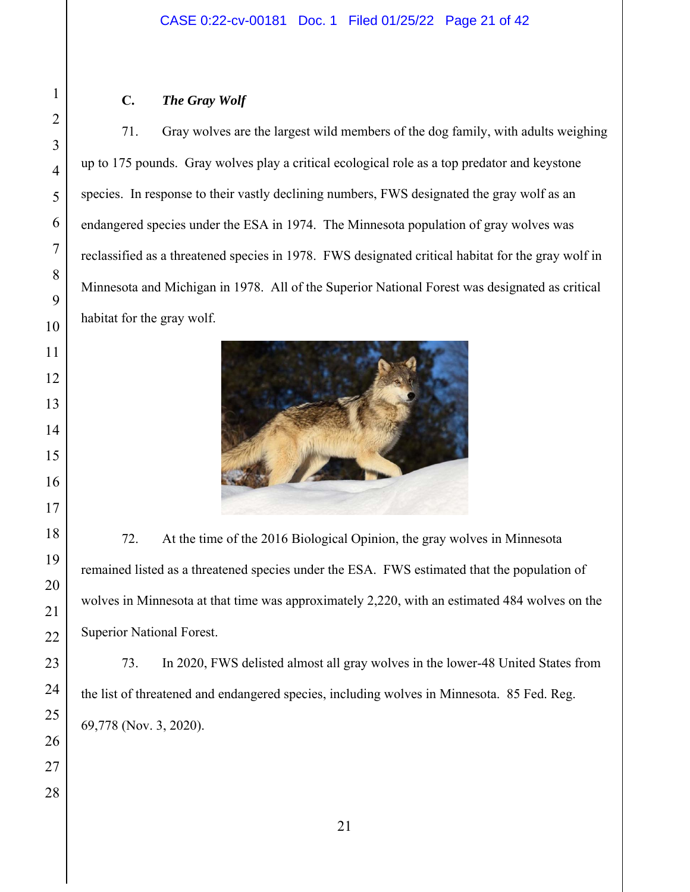### C. *The Gray Wolf*

71. Gray wolves are the largest wild members of the dog family, with adults weighing up to 175 pounds. Gray wolves play a critical ecological role as a top predator and keystone species. In response to their vastly declining numbers, FWS designated the gray wolf as an endangered species under the ESA in 1974. The Minnesota population of gray wolves was reclassified as a threatened species in 1978. FWS designated critical habitat for the gray wolf in Minnesota and Michigan in 1978. All of the Superior National Forest was designated as critical habitat for the gray wolf.

72. At the time of the 2016 Biological Opinion, the gray wolves in Minnesota remained listed as a threatened species under the ESA. FWS estimated that the population of wolves in Minnesota at that time was approximately 2,220, with an estimated 484 wolves on the Superior National Forest.

73. In 2020, FWS delisted almost all gray wolves in the lower-48 United States from the list of threatened and endangered species, including wolves in Minnesota. 85 Fed. Reg. 69,778 (Nov. 3, 2020).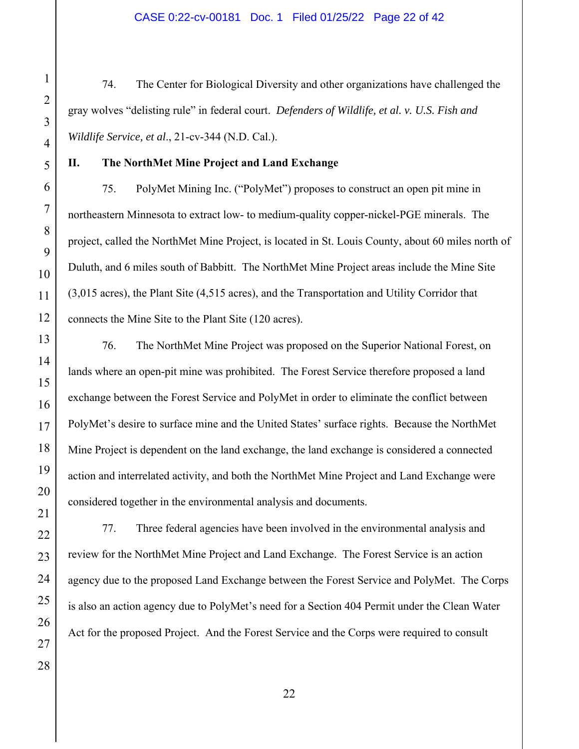74. The Center for Biological Diversity and other organizations have challenged the gray wolves "delisting rule" in federal court. *Defenders of Wildlife, et al. v. U.S. Fish and Wildlife Service, et al*., 21-cv-344 (N.D. Cal.).

## II. The NorthMet Mine Project and Land Exchange

75. PolyMet Mining Inc. ("PolyMet") proposes to construct an open pit mine in northeastern Minnesota to extract low- to medium-quality copper-nickel-PGE minerals. The project, called the NorthMet Mine Project, is located in St. Louis County, about 60 miles north of Duluth, and 6 miles south of Babbitt. The NorthMet Mine Project areas include the Mine Site (3,015 acres), the Plant Site (4,515 acres), and the Transportation and Utility Corridor that connects the Mine Site to the Plant Site (120 acres).

76. The NorthMet Mine Project was proposed on the Superior National Forest, on lands where an open-pit mine was prohibited. The Forest Service therefore proposed a land exchange between the Forest Service and PolyMet in order to eliminate the conflict between PolyMet's desire to surface mine and the United States' surface rights. Because the NorthMet Mine Project is dependent on the land exchange, the land exchange is considered a connected action and interrelated activity, and both the NorthMet Mine Project and Land Exchange were considered together in the environmental analysis and documents.

77. Three federal agencies have been involved in the environmental analysis and review for the NorthMet Mine Project and Land Exchange. The Forest Service is an action agency due to the proposed Land Exchange between the Forest Service and PolyMet. The Corps is also an action agency due to PolyMet's need for a Section 404 Permit under the Clean Water Act for the proposed Project. And the Forest Service and the Corps were required to consult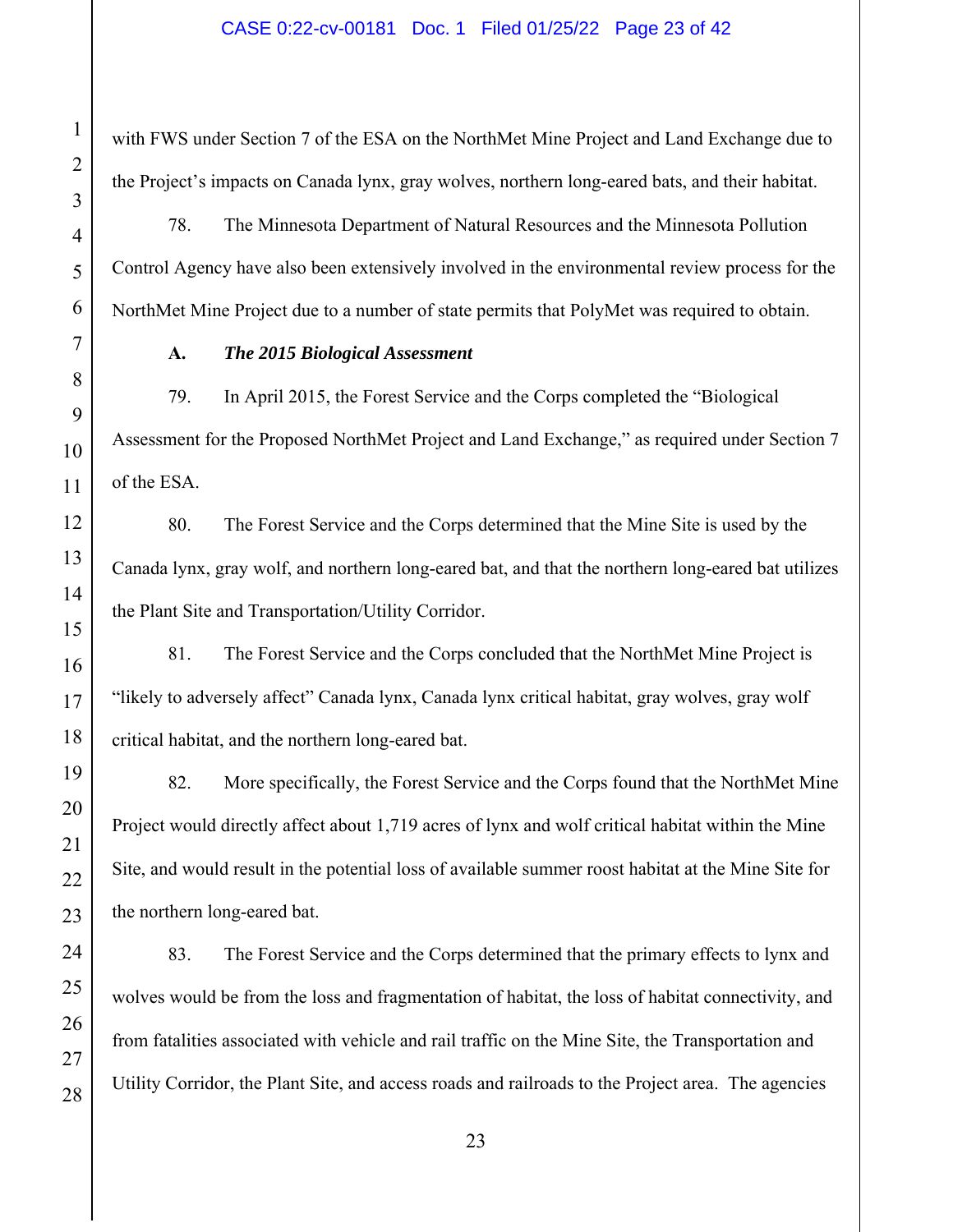with FWS under Section 7 of the ESA on the NorthMet Mine Project and Land Exchange due to the Project's impacts on Canada lynx, gray wolves, northern long-eared bats, and their habitat.

78. The Minnesota Department of Natural Resources and the Minnesota Pollution Control Agency have also been extensively involved in the environmental review process for the NorthMet Mine Project due to a number of state permits that PolyMet was required to obtain.

### A. *The 2015 Biological Assessment*

79. In April 2015, the Forest Service and the Corps completed the "Biological Assessment for the Proposed NorthMet Project and Land Exchange," as required under Section 7 of the ESA.

80. The Forest Service and the Corps determined that the Mine Site is used by the Canada lynx, gray wolf, and northern long-eared bat, and that the northern long-eared bat utilizes the Plant Site and Transportation/Utility Corridor.

81. The Forest Service and the Corps concluded that the NorthMet Mine Project is "likely to adversely affect" Canada lynx, Canada lynx critical habitat, gray wolves, gray wolf critical habitat, and the northern long-eared bat.

82. More specifically, the Forest Service and the Corps found that the NorthMet Mine Project would directly affect about 1,719 acres of lynx and wolf critical habitat within the Mine Site, and would result in the potential loss of available summer roost habitat at the Mine Site for the northern long-eared bat.

83. The Forest Service and the Corps determined that the primary effects to lynx and wolves would be from the loss and fragmentation of habitat, the loss of habitat connectivity, and from fatalities associated with vehicle and rail traffic on the Mine Site, the Transportation and Utility Corridor, the Plant Site, and access roads and railroads to the Project area. The agencies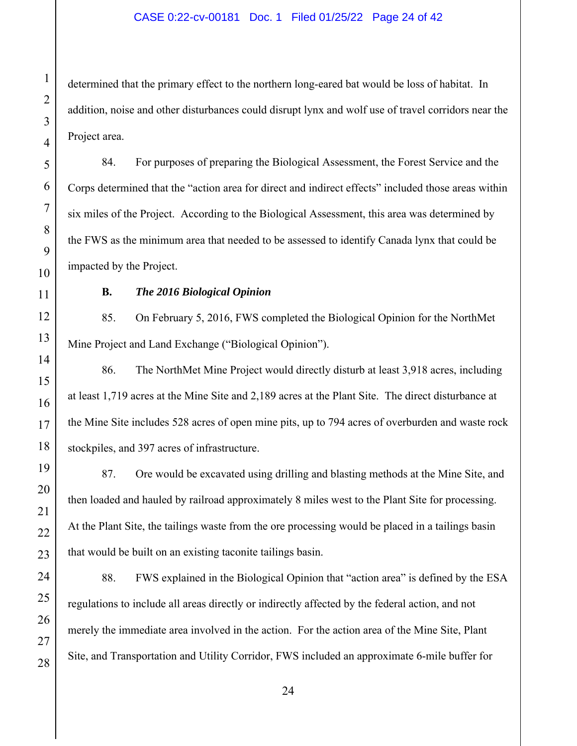determined that the primary effect to the northern long-eared bat would be loss of habitat. In addition, noise and other disturbances could disrupt lynx and wolf use of travel corridors near the Project area.

84. For purposes of preparing the Biological Assessment, the Forest Service and the Corps determined that the "action area for direct and indirect effects" included those areas within six miles of the Project. According to the Biological Assessment, this area was determined by the FWS as the minimum area that needed to be assessed to identify Canada lynx that could be impacted by the Project.

**B. *The 2016 Biological Opinion***

85. On February 5, 2016, FWS completed the Biological Opinion for the NorthMet Mine Project and Land Exchange ("Biological Opinion").

86. The NorthMet Mine Project would directly disturb at least 3,918 acres, including at least 1,719 acres at the Mine Site and 2,189 acres at the Plant Site. The direct disturbance at the Mine Site includes 528 acres of open mine pits, up to 794 acres of overburden and waste rock stockpiles, and 397 acres of infrastructure.

87. Ore would be excavated using drilling and blasting methods at the Mine Site, and then loaded and hauled by railroad approximately 8 miles west to the Plant Site for processing. At the Plant Site, the tailings waste from the ore processing would be placed in a tailings basin that would be built on an existing taconite tailings basin.

88. FWS explained in the Biological Opinion that "action area" is defined by the ESA regulations to include all areas directly or indirectly affected by the federal action, and not merely the immediate area involved in the action. For the action area of the Mine Site, Plant Site, and Transportation and Utility Corridor, FWS included an approximate 6-mile buffer for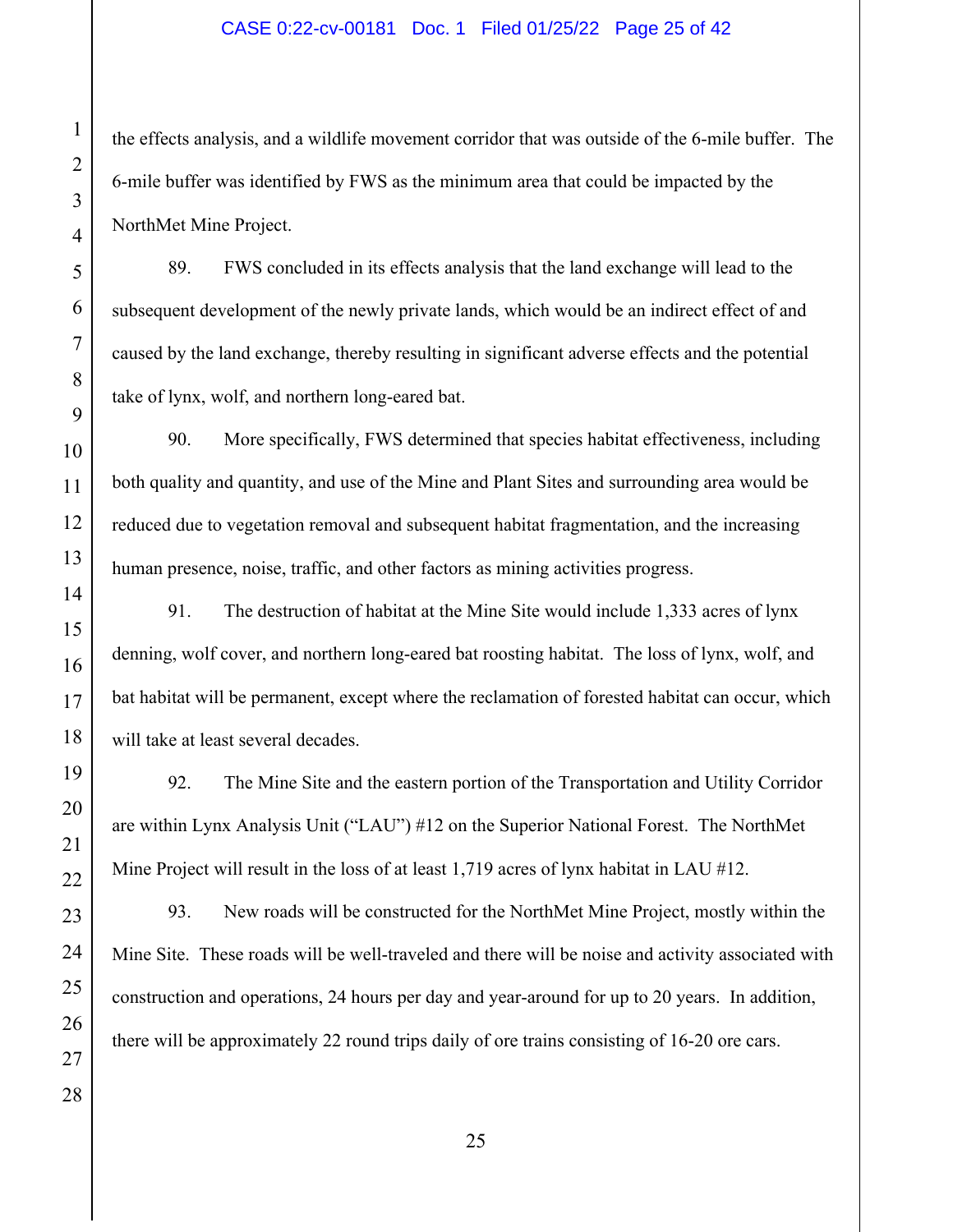the effects analysis, and a wildlife movement corridor that was outside of the 6-mile buffer. The 6-mile buffer was identified by FWS as the minimum area that could be impacted by the NorthMet Mine Project.

89. FWS concluded in its effects analysis that the land exchange will lead to the subsequent development of the newly private lands, which would be an indirect effect of and caused by the land exchange, thereby resulting in significant adverse effects and the potential take of lynx, wolf, and northern long-eared bat.

90. More specifically, FWS determined that species habitat effectiveness, including both quality and quantity, and use of the Mine and Plant Sites and surrounding area would be reduced due to vegetation removal and subsequent habitat fragmentation, and the increasing human presence, noise, traffic, and other factors as mining activities progress.

91. The destruction of habitat at the Mine Site would include 1,333 acres of lynx denning, wolf cover, and northern long-eared bat roosting habitat. The loss of lynx, wolf, and bat habitat will be permanent, except where the reclamation of forested habitat can occur, which will take at least several decades.

92. The Mine Site and the eastern portion of the Transportation and Utility Corridor are within Lynx Analysis Unit ("LAU") #12 on the Superior National Forest. The NorthMet Mine Project will result in the loss of at least 1,719 acres of lynx habitat in LAU #12.

93. New roads will be constructed for the NorthMet Mine Project, mostly within the Mine Site. These roads will be well-traveled and there will be noise and activity associated with construction and operations, 24 hours per day and year-around for up to 20 years. In addition, there will be approximately 22 round trips daily of ore trains consisting of 16-20 ore cars.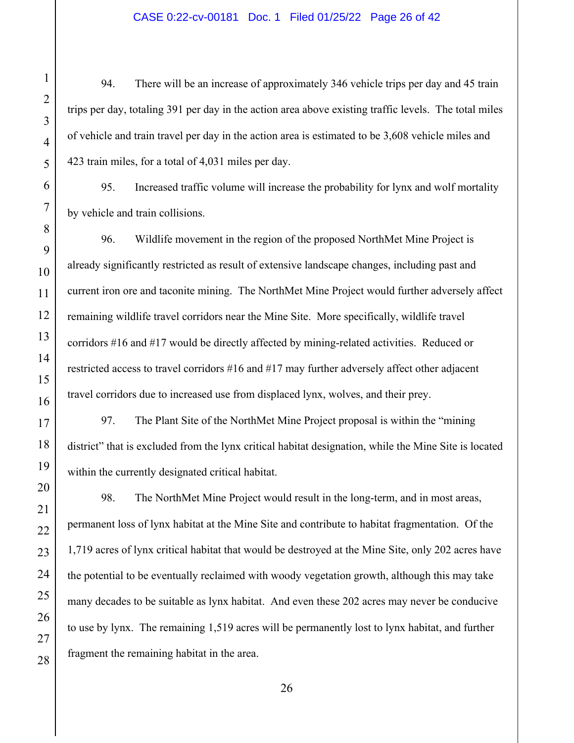94. There will be an increase of approximately 346 vehicle trips per day and 45 train trips per day, totaling 391 per day in the action area above existing traffic levels. The total miles of vehicle and train travel per day in the action area is estimated to be 3,608 vehicle miles and 423 train miles, for a total of 4,031 miles per day.

95. Increased traffic volume will increase the probability for lynx and wolf mortality by vehicle and train collisions.

96. Wildlife movement in the region of the proposed NorthMet Mine Project is already significantly restricted as result of extensive landscape changes, including past and current iron ore and taconite mining. The NorthMet Mine Project would further adversely affect remaining wildlife travel corridors near the Mine Site. More specifically, wildlife travel corridors #16 and #17 would be directly affected by mining-related activities. Reduced or restricted access to travel corridors #16 and #17 may further adversely affect other adjacent travel corridors due to increased use from displaced lynx, wolves, and their prey.

97. The Plant Site of the NorthMet Mine Project proposal is within the "mining district" that is excluded from the lynx critical habitat designation, while the Mine Site is located within the currently designated critical habitat.

98. The NorthMet Mine Project would result in the long-term, and in most areas, permanent loss of lynx habitat at the Mine Site and contribute to habitat fragmentation. Of the 1,719 acres of lynx critical habitat that would be destroyed at the Mine Site, only 202 acres have the potential to be eventually reclaimed with woody vegetation growth, although this may take many decades to be suitable as lynx habitat. And even these 202 acres may never be conducive to use by lynx. The remaining 1,519 acres will be permanently lost to lynx habitat, and further fragment the remaining habitat in the area.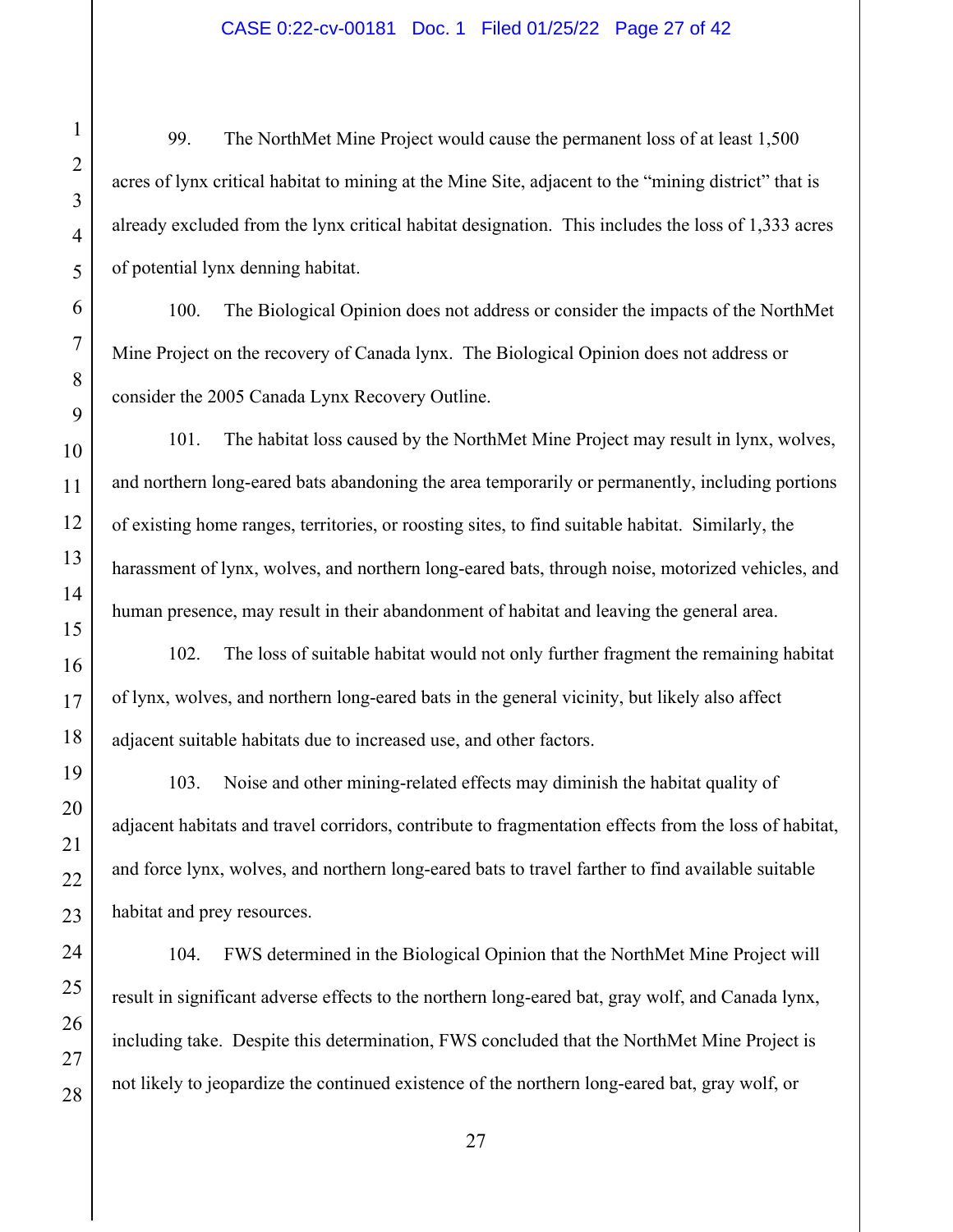99. The NorthMet Mine Project would cause the permanent loss of at least 1,500 acres of lynx critical habitat to mining at the Mine Site, adjacent to the "mining district" that is already excluded from the lynx critical habitat designation. This includes the loss of 1,333 acres of potential lynx denning habitat.

100. The Biological Opinion does not address or consider the impacts of the NorthMet Mine Project on the recovery of Canada lynx. The Biological Opinion does not address or consider the 2005 Canada Lynx Recovery Outline.

101. The habitat loss caused by the NorthMet Mine Project may result in lynx, wolves, and northern long-eared bats abandoning the area temporarily or permanently, including portions of existing home ranges, territories, or roosting sites, to find suitable habitat. Similarly, the harassment of lynx, wolves, and northern long-eared bats, through noise, motorized vehicles, and human presence, may result in their abandonment of habitat and leaving the general area.

102. The loss of suitable habitat would not only further fragment the remaining habitat of lynx, wolves, and northern long-eared bats in the general vicinity, but likely also affect adjacent suitable habitats due to increased use, and other factors.

103. Noise and other mining-related effects may diminish the habitat quality of adjacent habitats and travel corridors, contribute to fragmentation effects from the loss of habitat, and force lynx, wolves, and northern long-eared bats to travel farther to find available suitable habitat and prey resources.

104. FWS determined in the Biological Opinion that the NorthMet Mine Project will result in significant adverse effects to the northern long-eared bat, gray wolf, and Canada lynx, including take. Despite this determination, FWS concluded that the NorthMet Mine Project is not likely to jeopardize the continued existence of the northern long-eared bat, gray wolf, or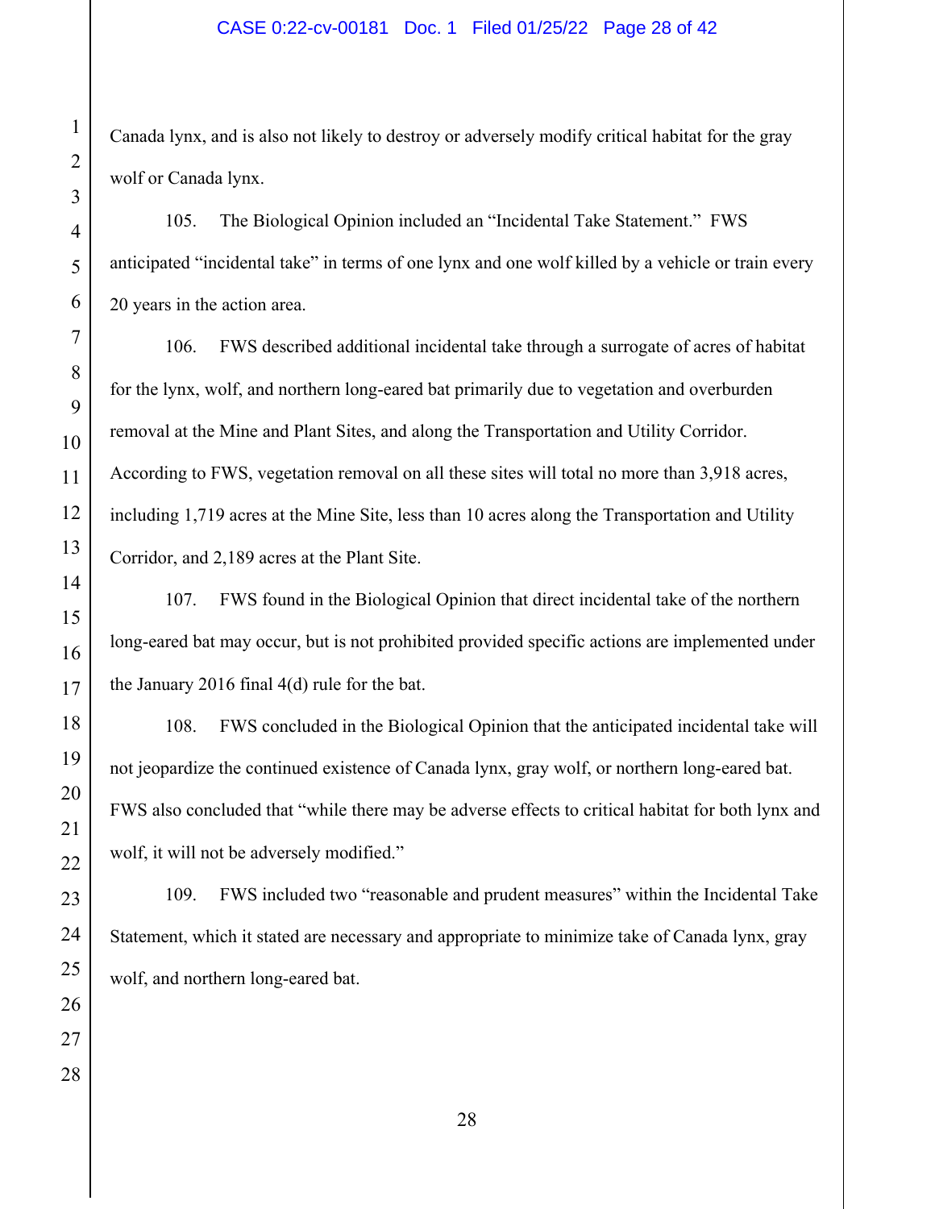Canada lynx, and is also not likely to destroy or adversely modify critical habitat for the gray wolf or Canada lynx.

105. The Biological Opinion included an "Incidental Take Statement." FWS anticipated "incidental take" in terms of one lynx and one wolf killed by a vehicle or train every 20 years in the action area.

106. FWS described additional incidental take through a surrogate of acres of habitat for the lynx, wolf, and northern long-eared bat primarily due to vegetation and overburden removal at the Mine and Plant Sites, and along the Transportation and Utility Corridor. According to FWS, vegetation removal on all these sites will total no more than 3,918 acres, including 1,719 acres at the Mine Site, less than 10 acres along the Transportation and Utility Corridor, and 2,189 acres at the Plant Site.

107. FWS found in the Biological Opinion that direct incidental take of the northern long-eared bat may occur, but is not prohibited provided specific actions are implemented under the January 2016 final 4(d) rule for the bat.

108. FWS concluded in the Biological Opinion that the anticipated incidental take will not jeopardize the continued existence of Canada lynx, gray wolf, or northern long-eared bat. FWS also concluded that "while there may be adverse effects to critical habitat for both lynx and wolf, it will not be adversely modified."

109. FWS included two "reasonable and prudent measures" within the Incidental Take Statement, which it stated are necessary and appropriate to minimize take of Canada lynx, gray wolf, and northern long-eared bat.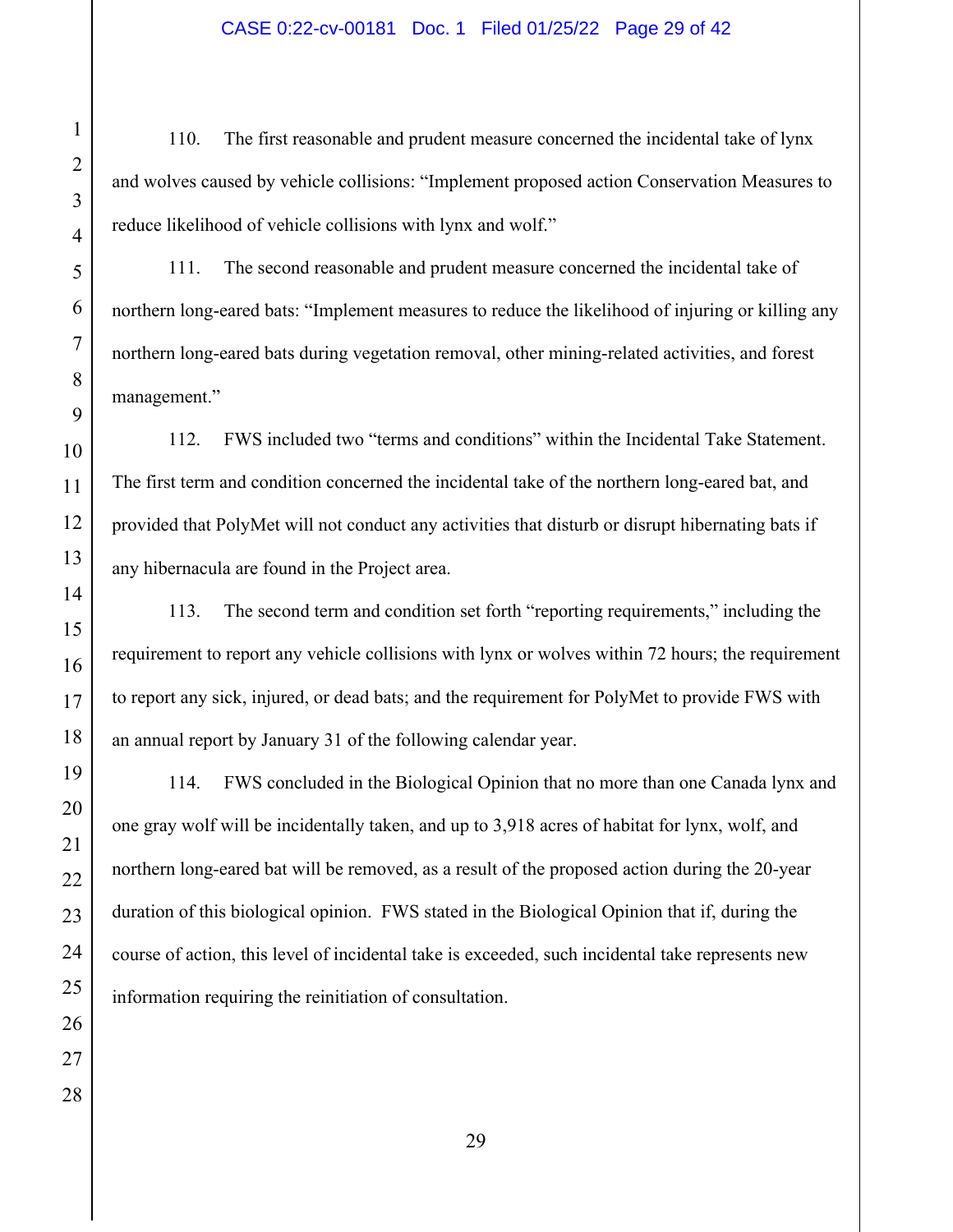110. The first reasonable and prudent measure concerned the incidental take of lynx and wolves caused by vehicle collisions: "Implement proposed action Conservation Measures to reduce likelihood of vehicle collisions with lynx and wolf."

111. The second reasonable and prudent measure concerned the incidental take of northern long-eared bats: "Implement measures to reduce the likelihood of injuring or killing any northern long-eared bats during vegetation removal, other mining-related activities, and forest management."

112. FWS included two "terms and conditions" within the Incidental Take Statement. The first term and condition concerned the incidental take of the northern long-eared bat, and provided that PolyMet will not conduct any activities that disturb or disrupt hibernating bats if any hibernacula are found in the Project area.

113. The second term and condition set forth "reporting requirements," including the requirement to report any vehicle collisions with lynx or wolves within 72 hours; the requirement to report any sick, injured, or dead bats; and the requirement for PolyMet to provide FWS with an annual report by January 31 of the following calendar year.

114. FWS concluded in the Biological Opinion that no more than one Canada lynx and one gray wolf will be incidentally taken, and up to 3,918 acres of habitat for lynx, wolf, and northern long-eared bat will be removed, as a result of the proposed action during the 20-year duration of this biological opinion. FWS stated in the Biological Opinion that if, during the course of action, this level of incidental take is exceeded, such incidental take represents new information requiring the reinitiation of consultation.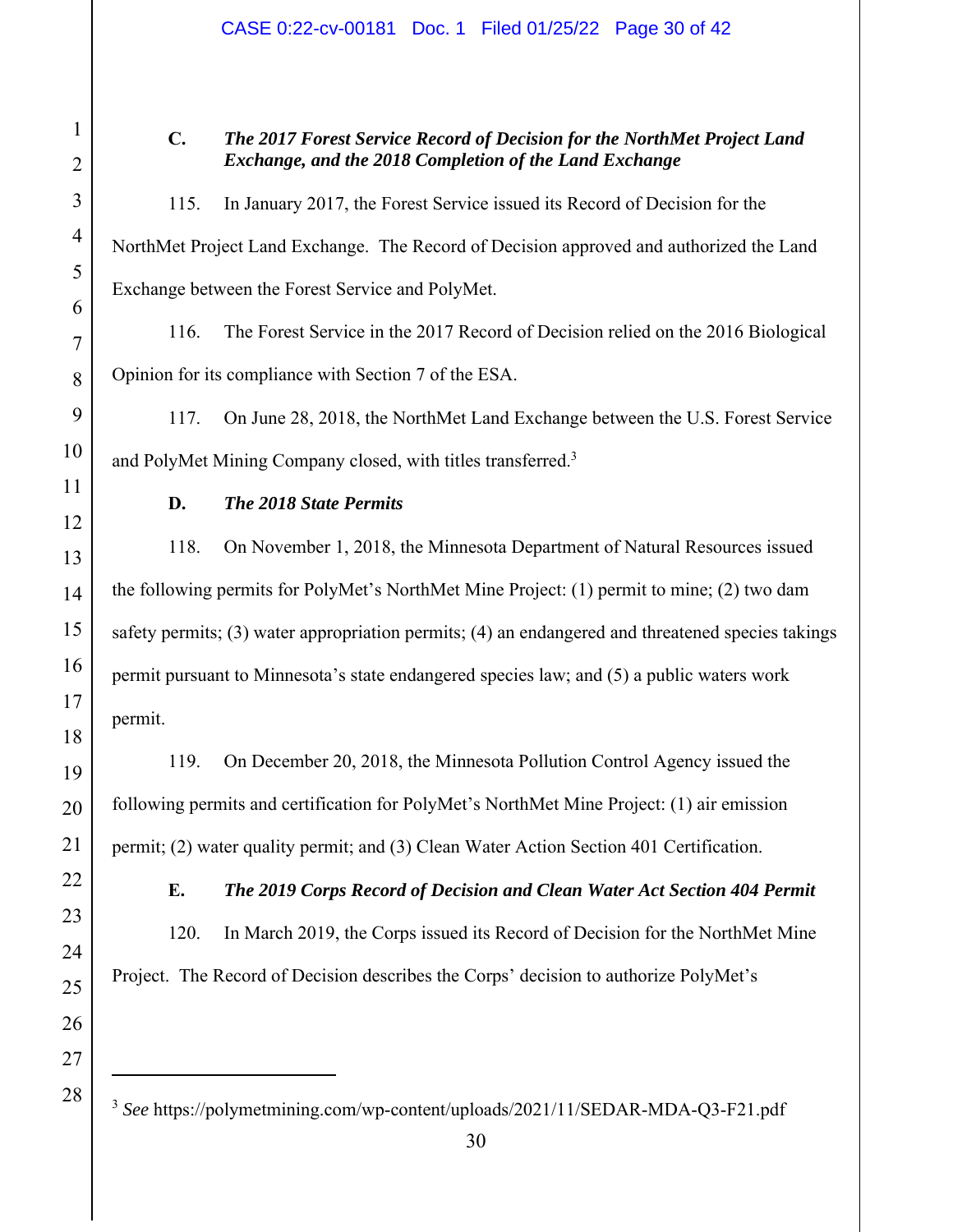### C. *The 2017 Forest Service Record of Decision for the NorthMet Project Land Exchange, and the 2018 Completion of the Land Exchange*

115. In January 2017, the Forest Service issued its Record of Decision for the NorthMet Project Land Exchange. The Record of Decision approved and authorized the Land Exchange between the Forest Service and PolyMet.

116. The Forest Service in the 2017 Record of Decision relied on the 2016 Biological Opinion for its compliance with Section 7 of the ESA.

117. On June 28, 2018, the NorthMet Land Exchange between the U.S. Forest Service and PolyMet Mining Company closed, with titles transferred.[3]

### D. *The 2018 State Permits*

118. On November 1, 2018, the Minnesota Department of Natural Resources issued the following permits for PolyMet's NorthMet Mine Project: (1) permit to mine; (2) two dam safety permits; (3) water appropriation permits; (4) an endangered and threatened species takings permit pursuant to Minnesota's state endangered species law; and (5) a public waters work permit.

119. On December 20, 2018, the Minnesota Pollution Control Agency issued the following permits and certification for PolyMet's NorthMet Mine Project: (1) air emission permit; (2) water quality permit; and (3) Clean Water Action Section 401 Certification.

### E. *The 2019 Corps Record of Decision and Clean Water Act Section 404 Permit*

120. In March 2019, the Corps issued its Record of Decision for the NorthMet Mine Project. The Record of Decision describes the Corps' decision to authorize PolyMet's

---

[3] *See* https://polymetmining.com/wp-content/uploads/2021/11/SEDAR-MDA-Q3-F21.pdf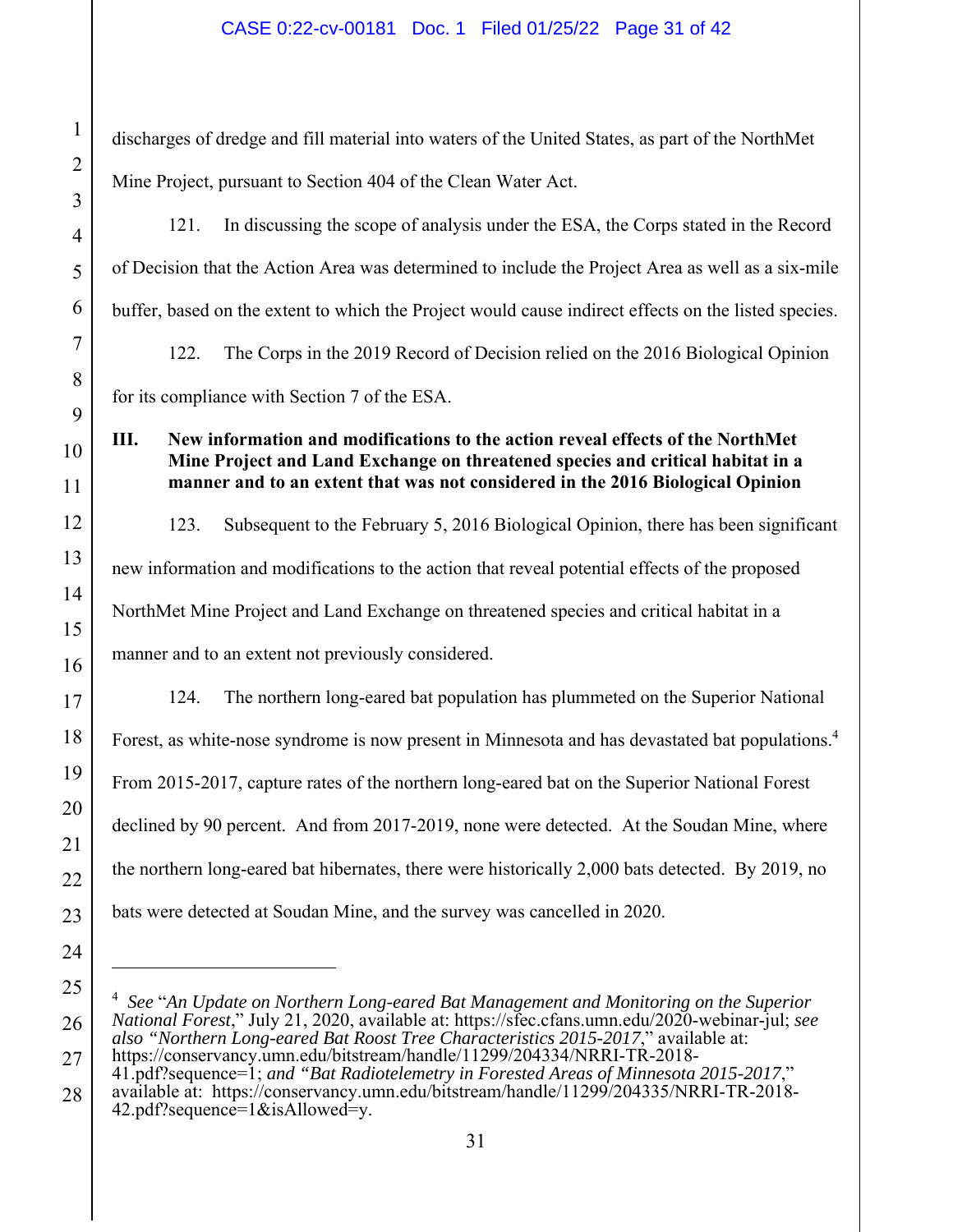discharges of dredge and fill material into waters of the United States, as part of the NorthMet Mine Project, pursuant to Section 404 of the Clean Water Act.

121. In discussing the scope of analysis under the ESA, the Corps stated in the Record of Decision that the Action Area was determined to include the Project Area as well as a six-mile buffer, based on the extent to which the Project would cause indirect effects on the listed species.

122. The Corps in the 2019 Record of Decision relied on the 2016 Biological Opinion for its compliance with Section 7 of the ESA.

## III. New information and modifications to the action reveal effects of the NorthMet Mine Project and Land Exchange on threatened species and critical habitat in a manner and to an extent that was not considered in the 2016 Biological Opinion

123. Subsequent to the February 5, 2016 Biological Opinion, there has been significant new information and modifications to the action that reveal potential effects of the proposed NorthMet Mine Project and Land Exchange on threatened species and critical habitat in a manner and to an extent not previously considered.

124. The northern long-eared bat population has plummeted on the Superior National Forest, as white-nose syndrome is now present in Minnesota and has devastated bat populations.[4] From 2015-2017, capture rates of the northern long-eared bat on the Superior National Forest declined by 90 percent. And from 2017-2019, none were detected. At the Soudan Mine, where the northern long-eared bat hibernates, there were historically 2,000 bats detected. By 2019, no bats were detected at Soudan Mine, and the survey was cancelled in 2020.

---

[4] *See* "*An Update on Northern Long-eared Bat Management and Monitoring on the Superior National Forest*," July 21, 2020, available at: https://sfec.cfans.umn.edu/2020-webinar-jul; *see also "Northern Long-eared Bat Roost Tree Characteristics 2015-2017*," available at: https://conservancy.umn.edu/bitstream/handle/11299/204334/NRRI-TR-2018-41.pdf?sequence=1; *and "Bat Radiotelemetry in Forested Areas of Minnesota 2015-2017*," available at: https://conservancy.umn.edu/bitstream/handle/11299/204335/NRRI-TR-2018-42.pdf?sequence=1&isAllowed=y.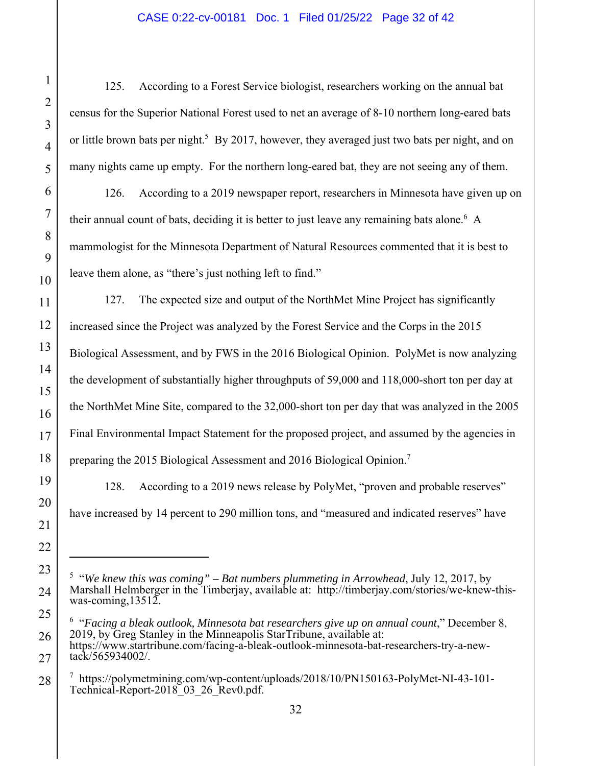125. According to a Forest Service biologist, researchers working on the annual bat census for the Superior National Forest used to net an average of 8-10 northern long-eared bats or little brown bats per night.[5] By 2017, however, they averaged just two bats per night, and on many nights came up empty. For the northern long-eared bat, they are not seeing any of them.

126. According to a 2019 newspaper report, researchers in Minnesota have given up on their annual count of bats, deciding it is better to just leave any remaining bats alone.[6] A mammologist for the Minnesota Department of Natural Resources commented that it is best to leave them alone, as "there's just nothing left to find."

127. The expected size and output of the NorthMet Mine Project has significantly increased since the Project was analyzed by the Forest Service and the Corps in the 2015 Biological Assessment, and by FWS in the 2016 Biological Opinion. PolyMet is now analyzing the development of substantially higher throughputs of 59,000 and 118,000-short ton per day at the NorthMet Mine Site, compared to the 32,000-short ton per day that was analyzed in the 2005 Final Environmental Impact Statement for the proposed project, and assumed by the agencies in preparing the 2015 Biological Assessment and 2016 Biological Opinion.[7]

128. According to a 2019 news release by PolyMet, "proven and probable reserves" have increased by 14 percent to 290 million tons, and "measured and indicated reserves" have

---

[5] "*We knew this was coming" – Bat numbers plummeting in Arrowhead*, July 12, 2017, by Marshall Helmberger in the Timberjay, available at: http://timberjay.com/stories/we-knew-this-was-coming,13512.

[6] "*Facing a bleak outlook, Minnesota bat researchers give up on annual count*," December 8, 2019, by Greg Stanley in the Minneapolis StarTribune, available at: https://www.startribune.com/facing-a-bleak-outlook-minnesota-bat-researchers-try-a-new-tack/565934002/.

[7] https://polymetmining.com/wp-content/uploads/2018/10/PN150163-PolyMet-NI-43-101-Technical-Report-2018_03_26_Rev0.pdf.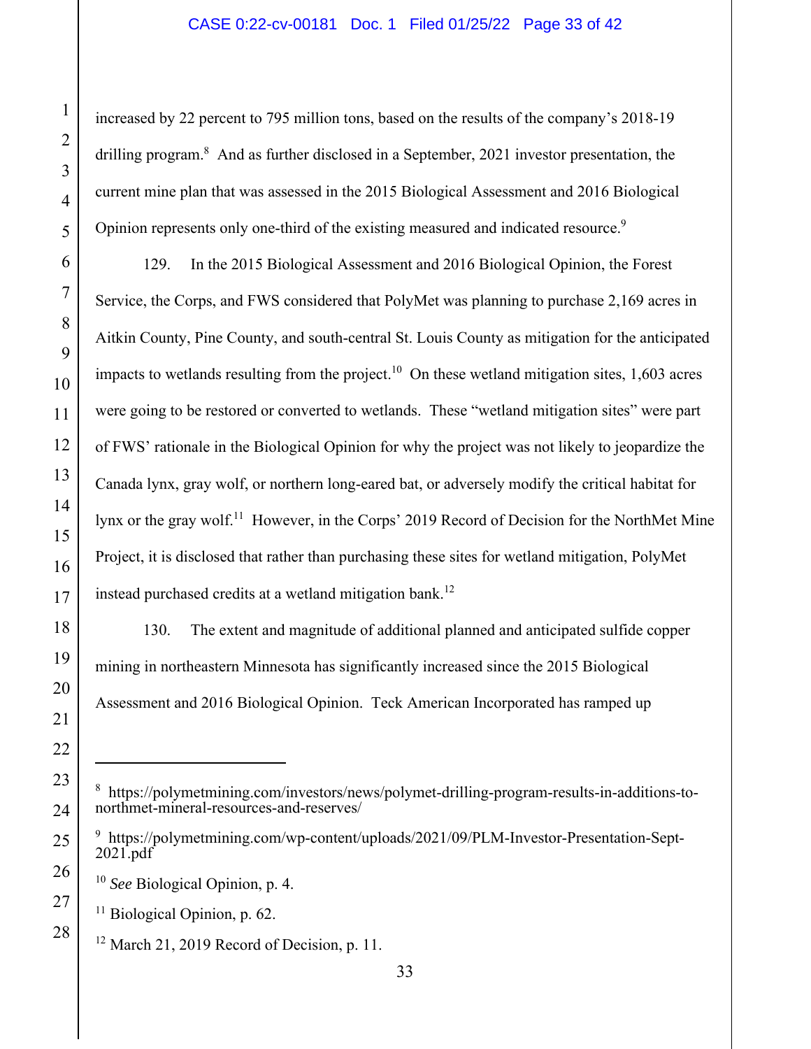increased by 22 percent to 795 million tons, based on the results of the company's 2018-19 drilling program.[8] And as further disclosed in a September, 2021 investor presentation, the current mine plan that was assessed in the 2015 Biological Assessment and 2016 Biological Opinion represents only one-third of the existing measured and indicated resource.[9]

129. In the 2015 Biological Assessment and 2016 Biological Opinion, the Forest Service, the Corps, and FWS considered that PolyMet was planning to purchase 2,169 acres in Aitkin County, Pine County, and south-central St. Louis County as mitigation for the anticipated impacts to wetlands resulting from the project.[10] On these wetland mitigation sites, 1,603 acres were going to be restored or converted to wetlands. These "wetland mitigation sites" were part of FWS' rationale in the Biological Opinion for why the project was not likely to jeopardize the Canada lynx, gray wolf, or northern long-eared bat, or adversely modify the critical habitat for lynx or the gray wolf.[11] However, in the Corps' 2019 Record of Decision for the NorthMet Mine Project, it is disclosed that rather than purchasing these sites for wetland mitigation, PolyMet instead purchased credits at a wetland mitigation bank.[12]

130. The extent and magnitude of additional planned and anticipated sulfide copper mining in northeastern Minnesota has significantly increased since the 2015 Biological Assessment and 2016 Biological Opinion. Teck American Incorporated has ramped up

---

[8] https://polymetmining.com/investors/news/polymet-drilling-program-results-in-additions-to-northmet-mineral-resources-and-reserves/

[9] https://polymetmining.com/wp-content/uploads/2021/09/PLM-Investor-Presentation-Sept-2021.pdf

[10] *See* Biological Opinion, p. 4.

[11] Biological Opinion, p. 62.

[12] March 21, 2019 Record of Decision, p. 11.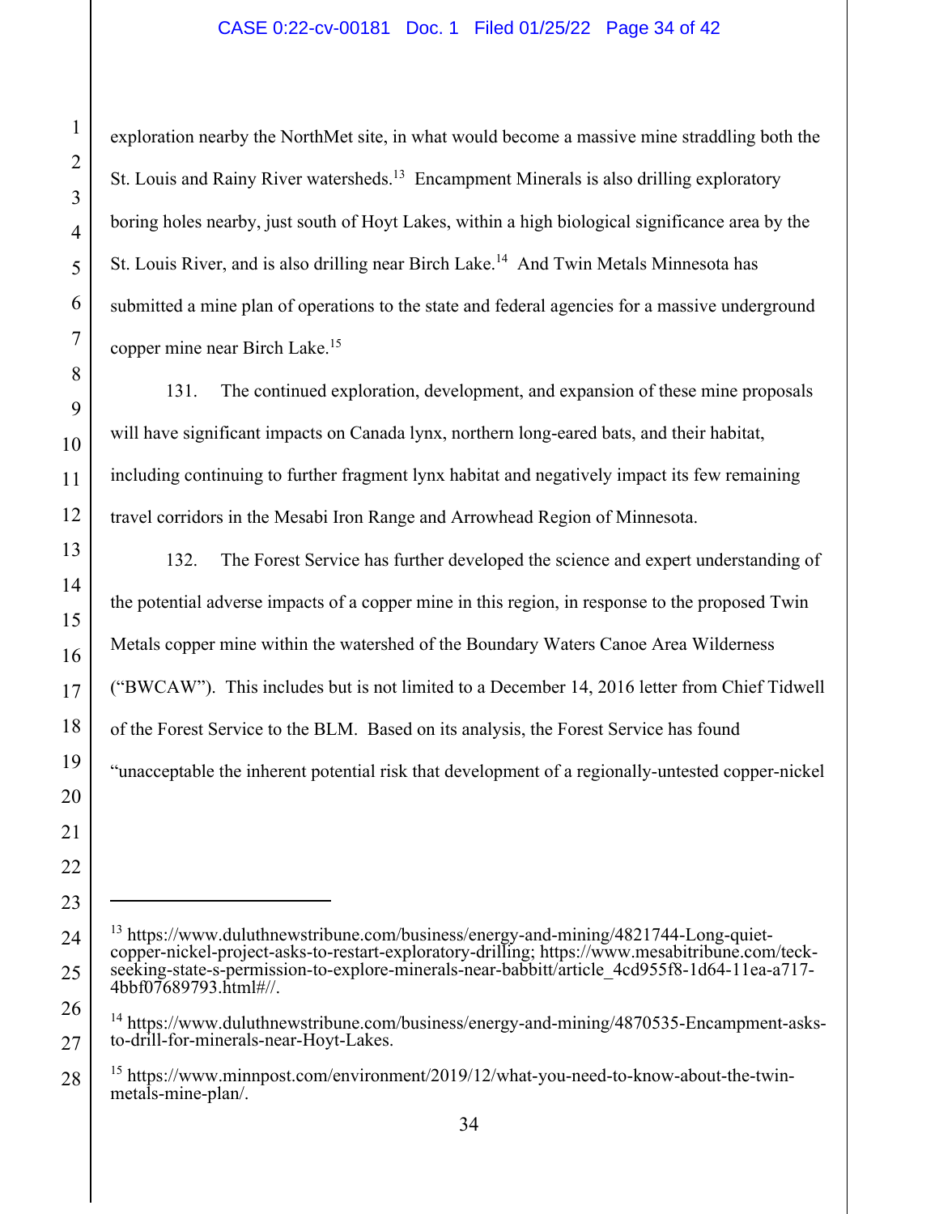exploration nearby the NorthMet site, in what would become a massive mine straddling both the St. Louis and Rainy River watersheds.[13] Encampment Minerals is also drilling exploratory boring holes nearby, just south of Hoyt Lakes, within a high biological significance area by the St. Louis River, and is also drilling near Birch Lake.[14] And Twin Metals Minnesota has submitted a mine plan of operations to the state and federal agencies for a massive underground copper mine near Birch Lake.[15]

131. The continued exploration, development, and expansion of these mine proposals will have significant impacts on Canada lynx, northern long-eared bats, and their habitat, including continuing to further fragment lynx habitat and negatively impact its few remaining travel corridors in the Mesabi Iron Range and Arrowhead Region of Minnesota.

132. The Forest Service has further developed the science and expert understanding of the potential adverse impacts of a copper mine in this region, in response to the proposed Twin Metals copper mine within the watershed of the Boundary Waters Canoe Area Wilderness ("BWCAW"). This includes but is not limited to a December 14, 2016 letter from Chief Tidwell of the Forest Service to the BLM. Based on its analysis, the Forest Service has found "unacceptable the inherent potential risk that development of a regionally-untested copper-nickel

---

[13] https://www.duluthnewstribune.com/business/energy-and-mining/4821744-Long-quiet-copper-nickel-project-asks-to-restart-exploratory-drilling; https://www.mesabitribune.com/teck-seeking-state-s-permission-to-explore-minerals-near-babbitt/article_4cd955f8-1d64-11ea-a717-4bbf07689793.html#//.

[14] https://www.duluthnewstribune.com/business/energy-and-mining/4870535-Encampment-asks-to-drill-for-minerals-near-Hoyt-Lakes.

[15] https://www.minnpost.com/environment/2019/12/what-you-need-to-know-about-the-twin-metals-mine-plan/.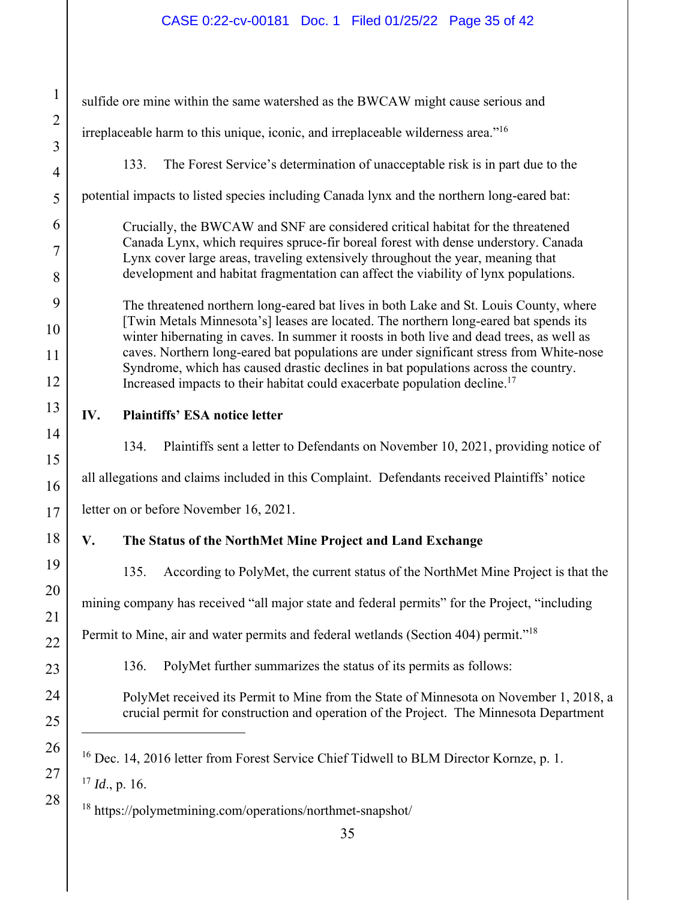sulfide ore mine within the same watershed as the BWCAW might cause serious and irreplaceable harm to this unique, iconic, and irreplaceable wilderness area."[16]

133. The Forest Service's determination of unacceptable risk is in part due to the potential impacts to listed species including Canada lynx and the northern long-eared bat:

> Crucially, the BWCAW and SNF are considered critical habitat for the threatened Canada Lynx, which requires spruce-fir boreal forest with dense understory. Canada Lynx cover large areas, traveling extensively throughout the year, meaning that development and habitat fragmentation can affect the viability of lynx populations.
>
> The threatened northern long-eared bat lives in both Lake and St. Louis County, where [Twin Metals Minnesota's] leases are located. The northern long-eared bat spends its winter hibernating in caves. In summer it roosts in both live and dead trees, as well as caves. Northern long-eared bat populations are under significant stress from White-nose Syndrome, which has caused drastic declines in bat populations across the country. Increased impacts to their habitat could exacerbate population decline.[17]

## IV. Plaintiffs' ESA notice letter

134. Plaintiffs sent a letter to Defendants on November 10, 2021, providing notice of all allegations and claims included in this Complaint. Defendants received Plaintiffs' notice letter on or before November 16, 2021.

## V. The Status of the NorthMet Mine Project and Land Exchange

135. According to PolyMet, the current status of the NorthMet Mine Project is that the mining company has received "all major state and federal permits" for the Project, "including Permit to Mine, air and water permits and federal wetlands (Section 404) permit."[18]

136. PolyMet further summarizes the status of its permits as follows:

> PolyMet received its Permit to Mine from the State of Minnesota on November 1, 2018, a crucial permit for construction and operation of the Project. The Minnesota Department

---

[16] Dec. 14, 2016 letter from Forest Service Chief Tidwell to BLM Director Kornze, p. 1.

[17] *Id*., p. 16.

[18] https://polymetmining.com/operations/northmet-snapshot/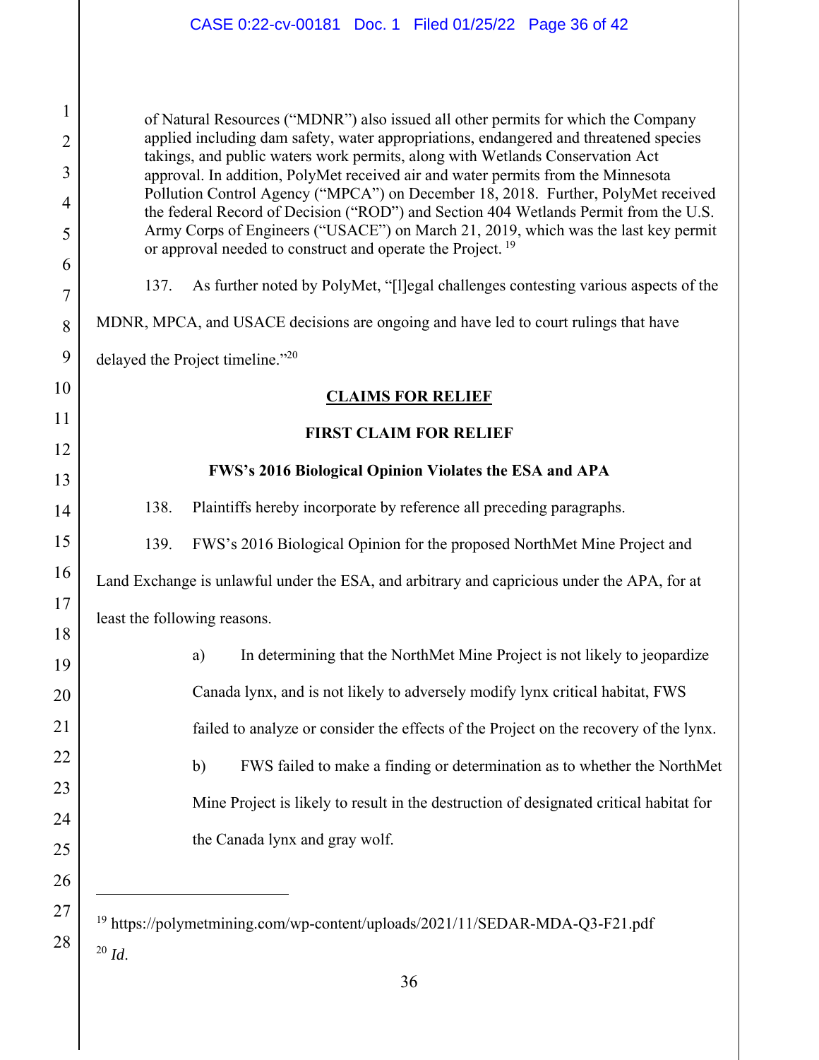of Natural Resources ("MDNR") also issued all other permits for which the Company applied including dam safety, water appropriations, endangered and threatened species takings, and public waters work permits, along with Wetlands Conservation Act approval. In addition, PolyMet received air and water permits from the Minnesota Pollution Control Agency ("MPCA") on December 18, 2018. Further, PolyMet received the federal Record of Decision ("ROD") and Section 404 Wetlands Permit from the U.S. Army Corps of Engineers ("USACE") on March 21, 2019, which was the last key permit or approval needed to construct and operate the Project.[19]

137. As further noted by PolyMet, "[l]egal challenges contesting various aspects of the MDNR, MPCA, and USACE decisions are ongoing and have led to court rulings that have delayed the Project timeline."[20]

## CLAIMS FOR RELIEF

### FIRST CLAIM FOR RELIEF

### FWS's 2016 Biological Opinion Violates the ESA and APA

138. Plaintiffs hereby incorporate by reference all preceding paragraphs.

139. FWS's 2016 Biological Opinion for the proposed NorthMet Mine Project and Land Exchange is unlawful under the ESA, and arbitrary and capricious under the APA, for at least the following reasons.

a) In determining that the NorthMet Mine Project is not likely to jeopardize Canada lynx, and is not likely to adversely modify lynx critical habitat, FWS failed to analyze or consider the effects of the Project on the recovery of the lynx.

b) FWS failed to make a finding or determination as to whether the NorthMet Mine Project is likely to result in the destruction of designated critical habitat for the Canada lynx and gray wolf.

---

[19] https://polymetmining.com/wp-content/uploads/2021/11/SEDAR-MDA-Q3-F21.pdf

[20] *Id*.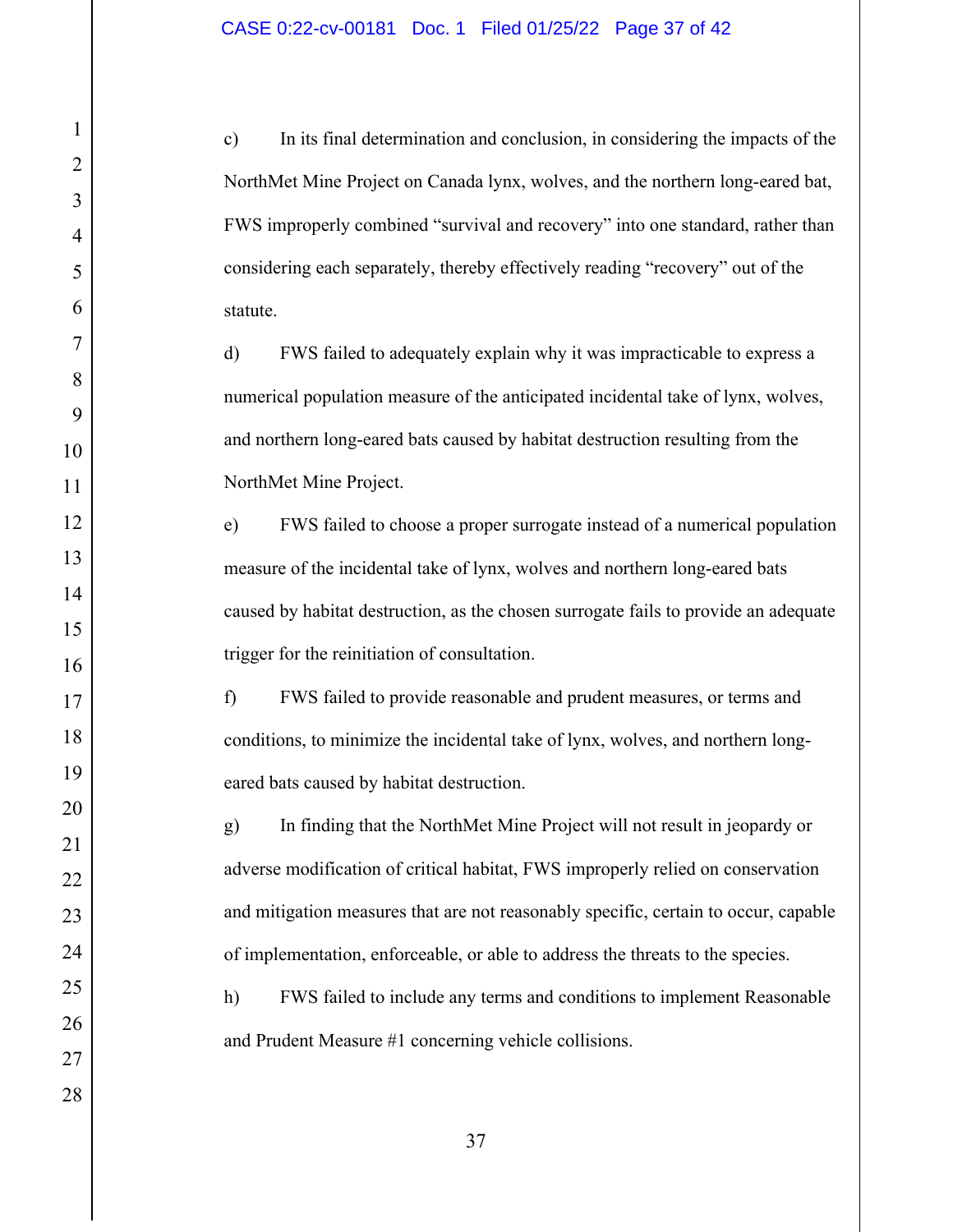c) In its final determination and conclusion, in considering the impacts of the NorthMet Mine Project on Canada lynx, wolves, and the northern long-eared bat, FWS improperly combined "survival and recovery" into one standard, rather than considering each separately, thereby effectively reading "recovery" out of the statute.

d) FWS failed to adequately explain why it was impracticable to express a numerical population measure of the anticipated incidental take of lynx, wolves, and northern long-eared bats caused by habitat destruction resulting from the NorthMet Mine Project.

e) FWS failed to choose a proper surrogate instead of a numerical population measure of the incidental take of lynx, wolves and northern long-eared bats caused by habitat destruction, as the chosen surrogate fails to provide an adequate trigger for the reinitiation of consultation.

f) FWS failed to provide reasonable and prudent measures, or terms and conditions, to minimize the incidental take of lynx, wolves, and northern long-eared bats caused by habitat destruction.

g) In finding that the NorthMet Mine Project will not result in jeopardy or adverse modification of critical habitat, FWS improperly relied on conservation and mitigation measures that are not reasonably specific, certain to occur, capable of implementation, enforceable, or able to address the threats to the species.

h) FWS failed to include any terms and conditions to implement Reasonable and Prudent Measure #1 concerning vehicle collisions.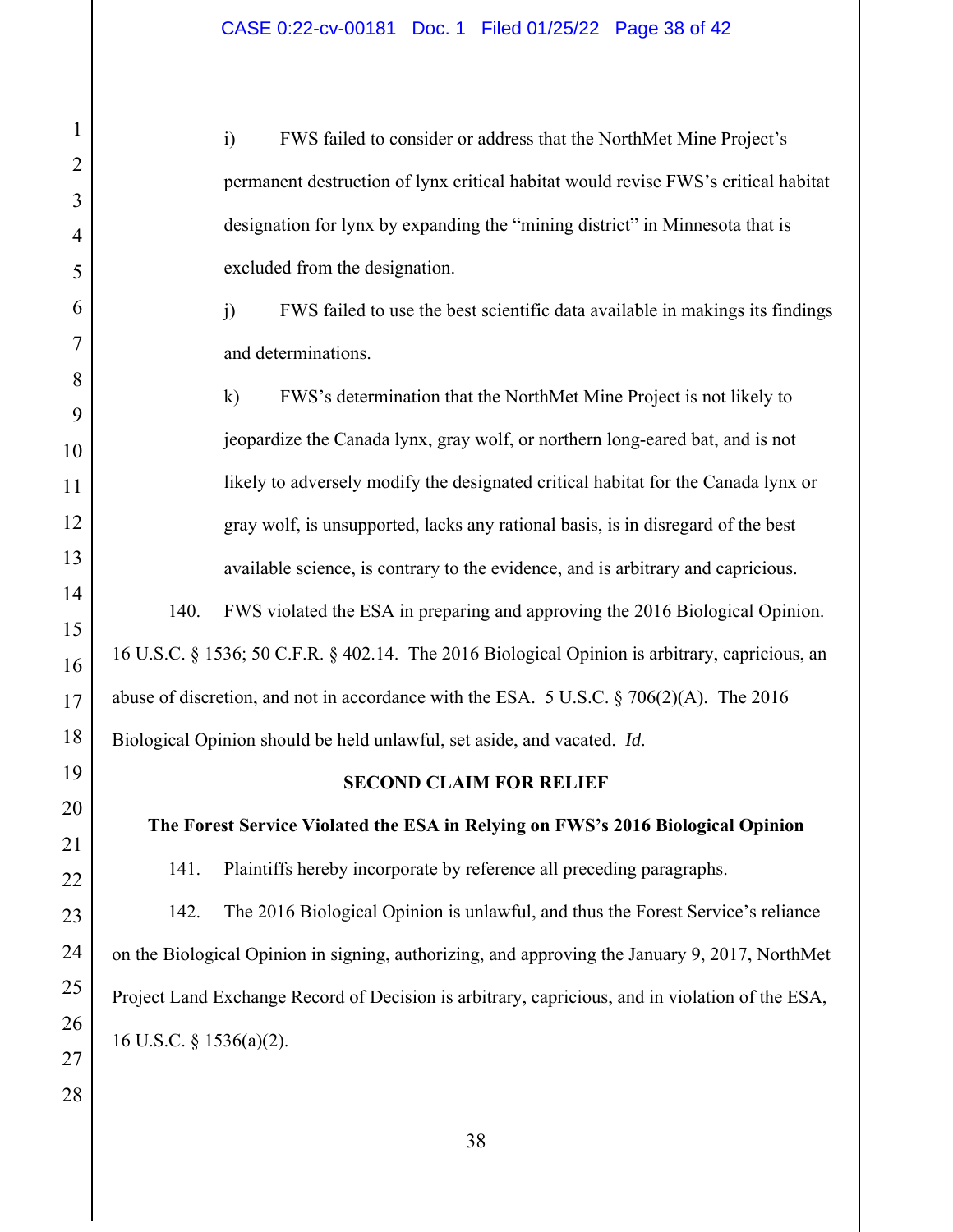i) FWS failed to consider or address that the NorthMet Mine Project's permanent destruction of lynx critical habitat would revise FWS's critical habitat designation for lynx by expanding the "mining district" in Minnesota that is excluded from the designation.

j) FWS failed to use the best scientific data available in makings its findings and determinations.

k) FWS's determination that the NorthMet Mine Project is not likely to jeopardize the Canada lynx, gray wolf, or northern long-eared bat, and is not likely to adversely modify the designated critical habitat for the Canada lynx or gray wolf, is unsupported, lacks any rational basis, is in disregard of the best available science, is contrary to the evidence, and is arbitrary and capricious.

140. FWS violated the ESA in preparing and approving the 2016 Biological Opinion. 16 U.S.C. § 1536; 50 C.F.R. § 402.14. The 2016 Biological Opinion is arbitrary, capricious, an abuse of discretion, and not in accordance with the ESA. 5 U.S.C. § 706(2)(A). The 2016 Biological Opinion should be held unlawful, set aside, and vacated. *Id.*

**SECOND CLAIM FOR RELIEF**

**The Forest Service Violated the ESA in Relying on FWS's 2016 Biological Opinion**

141. Plaintiffs hereby incorporate by reference all preceding paragraphs.

142. The 2016 Biological Opinion is unlawful, and thus the Forest Service's reliance on the Biological Opinion in signing, authorizing, and approving the January 9, 2017, NorthMet Project Land Exchange Record of Decision is arbitrary, capricious, and in violation of the ESA, 16 U.S.C. § 1536(a)(2).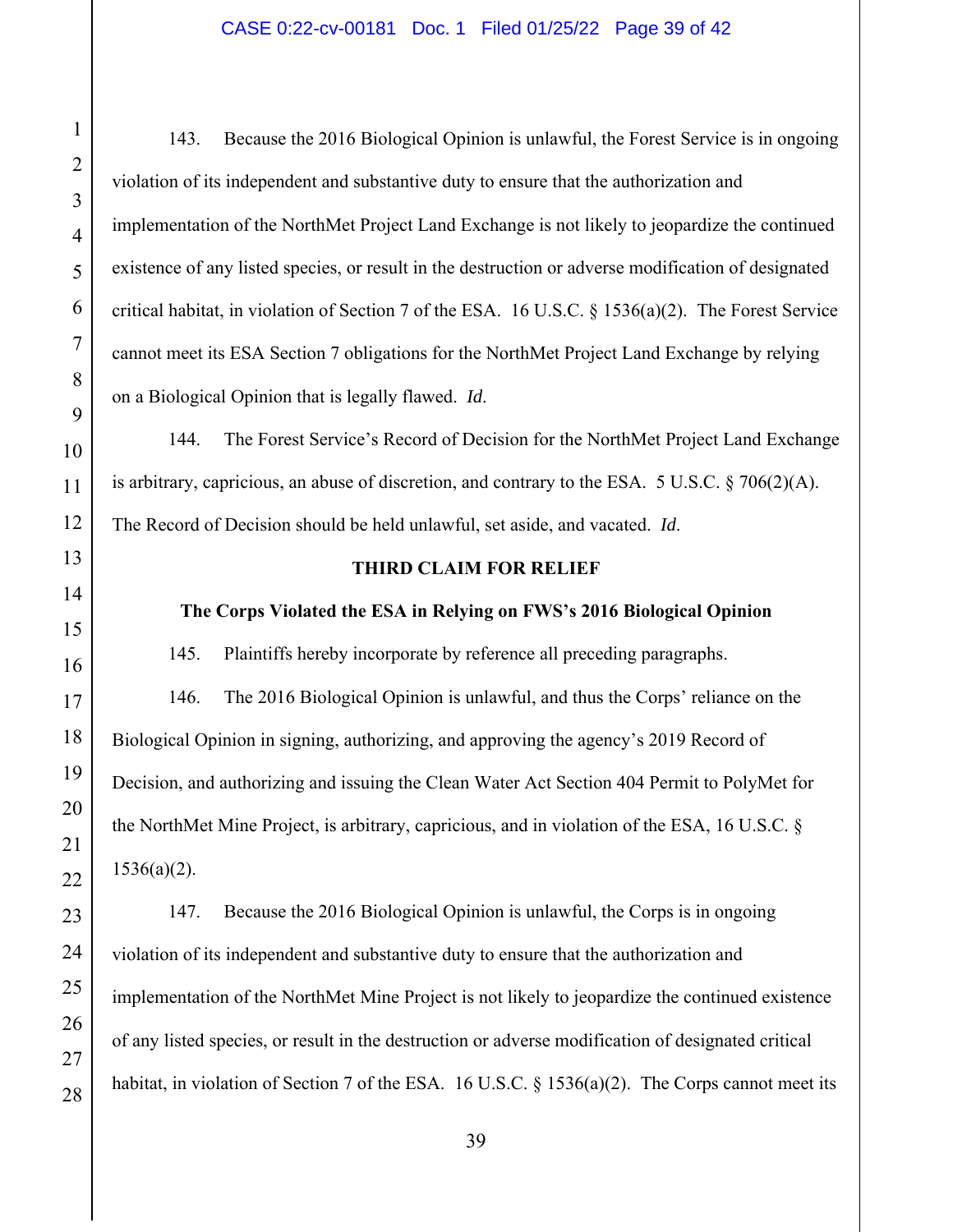143. Because the 2016 Biological Opinion is unlawful, the Forest Service is in ongoing violation of its independent and substantive duty to ensure that the authorization and implementation of the NorthMet Project Land Exchange is not likely to jeopardize the continued existence of any listed species, or result in the destruction or adverse modification of designated critical habitat, in violation of Section 7 of the ESA. 16 U.S.C. § 1536(a)(2). The Forest Service cannot meet its ESA Section 7 obligations for the NorthMet Project Land Exchange by relying on a Biological Opinion that is legally flawed. *Id*.

144. The Forest Service's Record of Decision for the NorthMet Project Land Exchange is arbitrary, capricious, an abuse of discretion, and contrary to the ESA. 5 U.S.C. § 706(2)(A). The Record of Decision should be held unlawful, set aside, and vacated. *Id*.

## THIRD CLAIM FOR RELIEF

### The Corps Violated the ESA in Relying on FWS's 2016 Biological Opinion

145. Plaintiffs hereby incorporate by reference all preceding paragraphs.

146. The 2016 Biological Opinion is unlawful, and thus the Corps' reliance on the Biological Opinion in signing, authorizing, and approving the agency's 2019 Record of Decision, and authorizing and issuing the Clean Water Act Section 404 Permit to PolyMet for the NorthMet Mine Project, is arbitrary, capricious, and in violation of the ESA, 16 U.S.C. § 1536(a)(2).

147. Because the 2016 Biological Opinion is unlawful, the Corps is in ongoing violation of its independent and substantive duty to ensure that the authorization and implementation of the NorthMet Mine Project is not likely to jeopardize the continued existence of any listed species, or result in the destruction or adverse modification of designated critical habitat, in violation of Section 7 of the ESA. 16 U.S.C. § 1536(a)(2). The Corps cannot meet its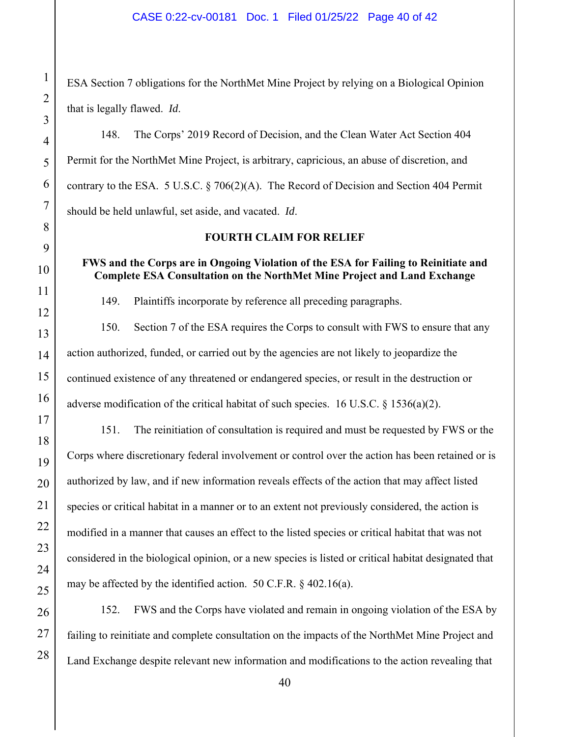ESA Section 7 obligations for the NorthMet Mine Project by relying on a Biological Opinion that is legally flawed. *Id.*

148. The Corps' 2019 Record of Decision, and the Clean Water Act Section 404 Permit for the NorthMet Mine Project, is arbitrary, capricious, an abuse of discretion, and contrary to the ESA. 5 U.S.C. § 706(2)(A). The Record of Decision and Section 404 Permit should be held unlawful, set aside, and vacated. *Id*.

**FOURTH CLAIM FOR RELIEF**

**FWS and the Corps are in Ongoing Violation of the ESA for Failing to Reinitiate and Complete ESA Consultation on the NorthMet Mine Project and Land Exchange**

149. Plaintiffs incorporate by reference all preceding paragraphs.

150. Section 7 of the ESA requires the Corps to consult with FWS to ensure that any action authorized, funded, or carried out by the agencies are not likely to jeopardize the continued existence of any threatened or endangered species, or result in the destruction or adverse modification of the critical habitat of such species. 16 U.S.C. § 1536(a)(2).

151. The reinitiation of consultation is required and must be requested by FWS or the Corps where discretionary federal involvement or control over the action has been retained or is authorized by law, and if new information reveals effects of the action that may affect listed species or critical habitat in a manner or to an extent not previously considered, the action is modified in a manner that causes an effect to the listed species or critical habitat that was not considered in the biological opinion, or a new species is listed or critical habitat designated that may be affected by the identified action. 50 C.F.R. § 402.16(a).

152. FWS and the Corps have violated and remain in ongoing violation of the ESA by failing to reinitiate and complete consultation on the impacts of the NorthMet Mine Project and Land Exchange despite relevant new information and modifications to the action revealing that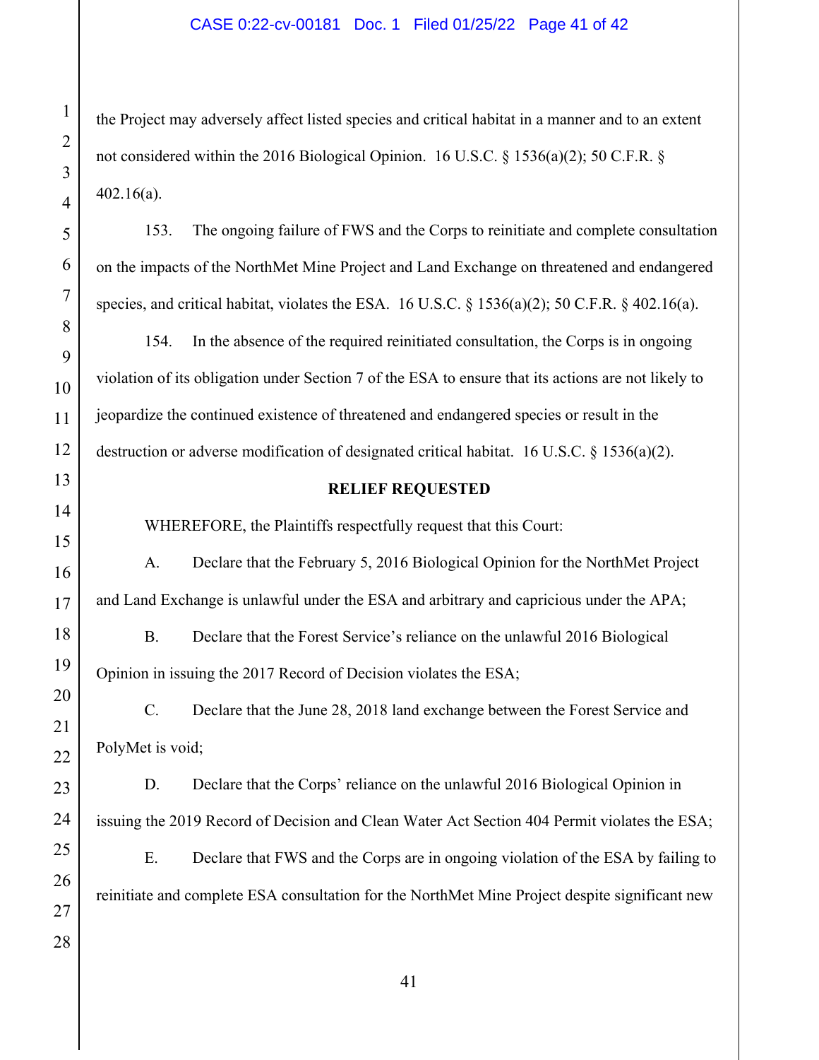the Project may adversely affect listed species and critical habitat in a manner and to an extent not considered within the 2016 Biological Opinion. 16 U.S.C. § 1536(a)(2); 50 C.F.R. § 402.16(a).

153. The ongoing failure of FWS and the Corps to reinitiate and complete consultation on the impacts of the NorthMet Mine Project and Land Exchange on threatened and endangered species, and critical habitat, violates the ESA. 16 U.S.C. § 1536(a)(2); 50 C.F.R. § 402.16(a).

154. In the absence of the required reinitiated consultation, the Corps is in ongoing violation of its obligation under Section 7 of the ESA to ensure that its actions are not likely to jeopardize the continued existence of threatened and endangered species or result in the destruction or adverse modification of designated critical habitat. 16 U.S.C. § 1536(a)(2).

**RELIEF REQUESTED**

WHEREFORE, the Plaintiffs respectfully request that this Court:

A. Declare that the February 5, 2016 Biological Opinion for the NorthMet Project and Land Exchange is unlawful under the ESA and arbitrary and capricious under the APA;

B. Declare that the Forest Service's reliance on the unlawful 2016 Biological Opinion in issuing the 2017 Record of Decision violates the ESA;

C. Declare that the June 28, 2018 land exchange between the Forest Service and PolyMet is void;

D. Declare that the Corps' reliance on the unlawful 2016 Biological Opinion in issuing the 2019 Record of Decision and Clean Water Act Section 404 Permit violates the ESA;

E. Declare that FWS and the Corps are in ongoing violation of the ESA by failing to reinitiate and complete ESA consultation for the NorthMet Mine Project despite significant new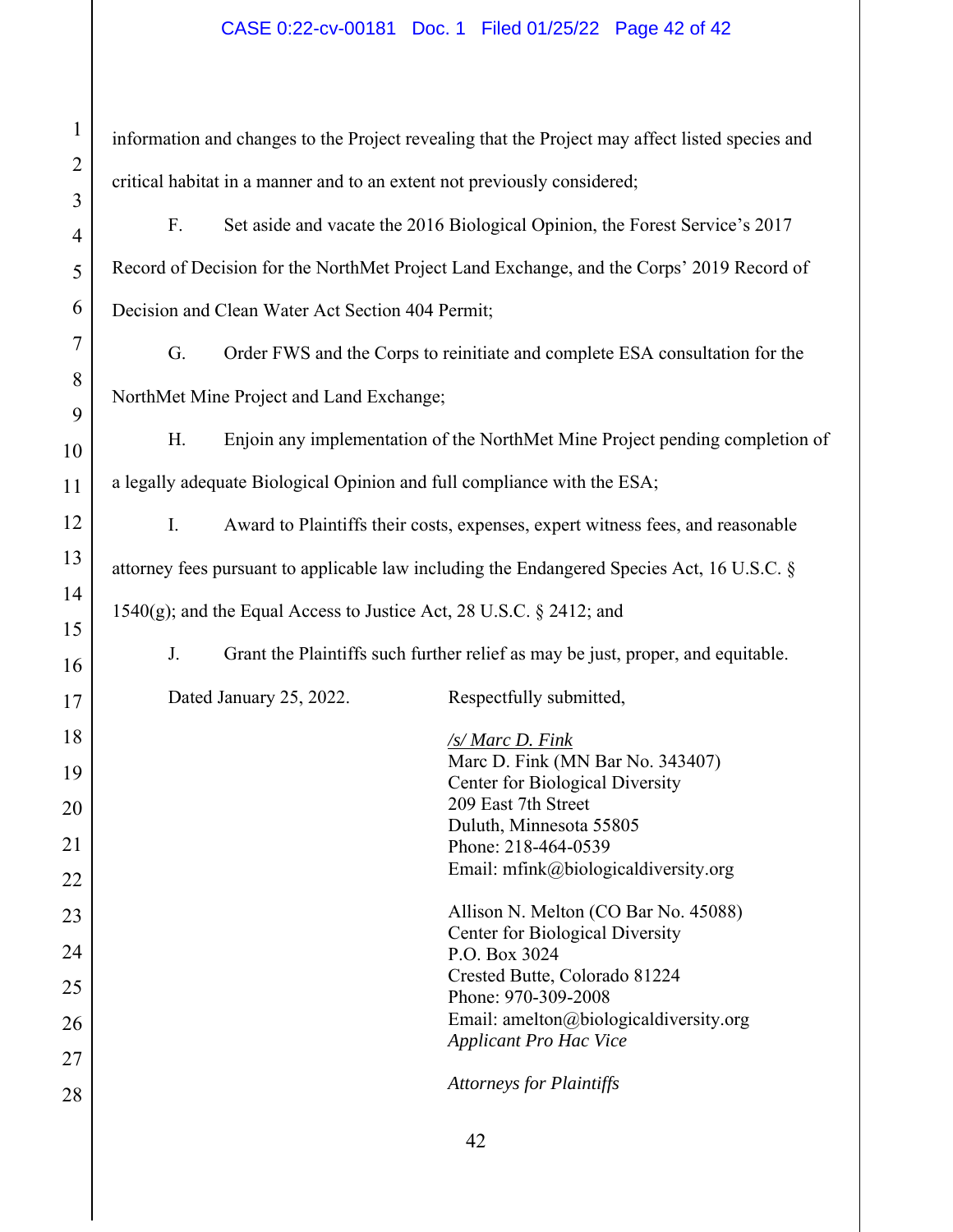information and changes to the Project revealing that the Project may affect listed species and critical habitat in a manner and to an extent not previously considered;

F. Set aside and vacate the 2016 Biological Opinion, the Forest Service's 2017 Record of Decision for the NorthMet Project Land Exchange, and the Corps' 2019 Record of Decision and Clean Water Act Section 404 Permit;

G. Order FWS and the Corps to reinitiate and complete ESA consultation for the NorthMet Mine Project and Land Exchange;

H. Enjoin any implementation of the NorthMet Mine Project pending completion of a legally adequate Biological Opinion and full compliance with the ESA;

I. Award to Plaintiffs their costs, expenses, expert witness fees, and reasonable attorney fees pursuant to applicable law including the Endangered Species Act, 16 U.S.C. § 1540(g); and the Equal Access to Justice Act, 28 U.S.C. § 2412; and

J. Grant the Plaintiffs such further relief as may be just, proper, and equitable.

Dated January 25, 2022.

Respectfully submitted,

*/s/ Marc D. Fink*
Marc D. Fink (MN Bar No. 343407)
Center for Biological Diversity
209 East 7th Street
Duluth, Minnesota 55805
Phone: 218-464-0539
Email: mfink@biologicaldiversity.org

Allison N. Melton (CO Bar No. 45088)
Center for Biological Diversity
P.O. Box 3024
Crested Butte, Colorado 81224
Phone: 970-309-2008
Email: amelton@biologicaldiversity.org
*Applicant Pro Hac Vice*

*Attorneys for Plaintiffs*